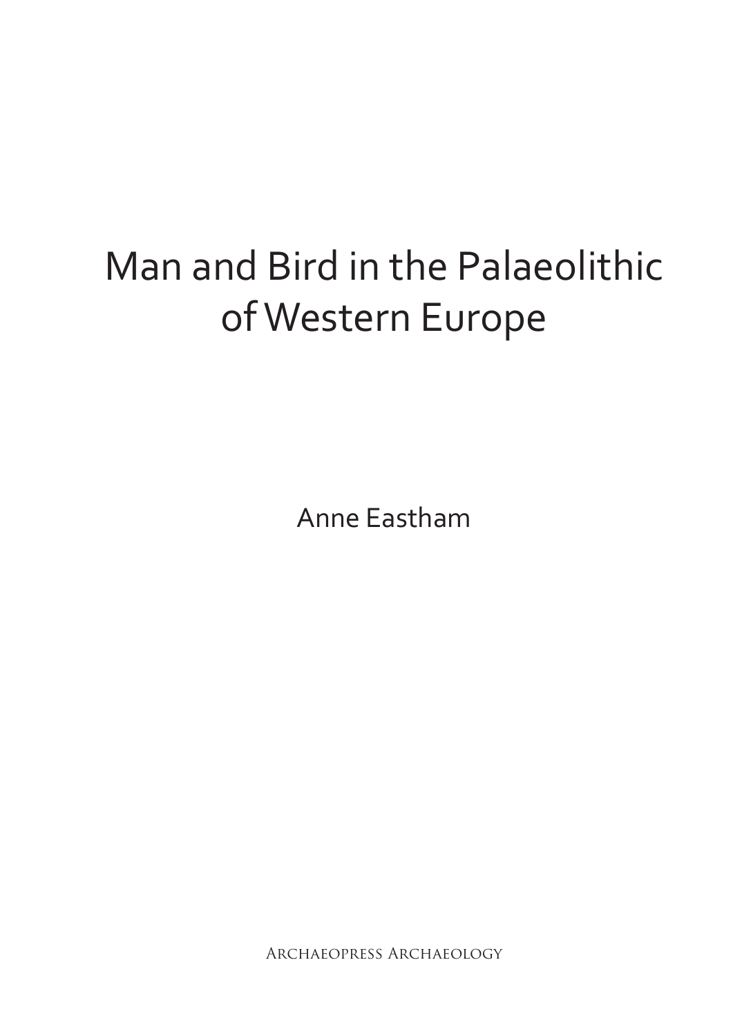# Man and Bird in the Palaeolithic of Western Europe

Anne Eastham

Archaeopress Archaeology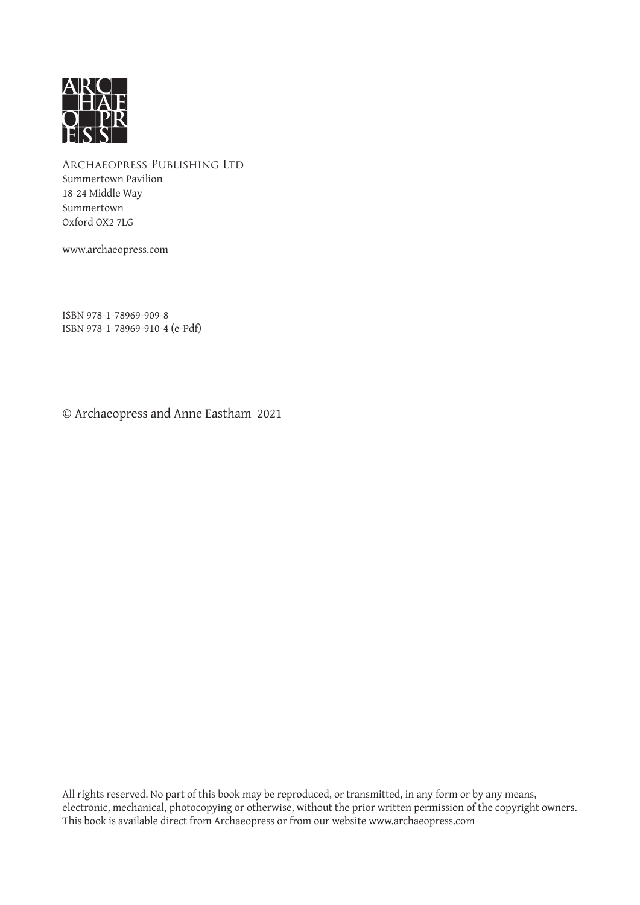ARCHAEOPRESS PUBLISHING LTD
Summertown Pavilion
18-24 Middle Way
Summertown
Oxford OX2 7LG

www.archaeopress.com

ISBN 978-1-78969-909-8
ISBN 978-1-78969-910-4 (e-Pdf)

© Archaeopress and Anne Eastham 2021

All rights reserved. No part of this book may be reproduced, or transmitted, in any form or by any means, electronic, mechanical, photocopying or otherwise, without the prior written permission of the copyright owners.
This book is available direct from Archaeopress or from our website www.archaeopress.com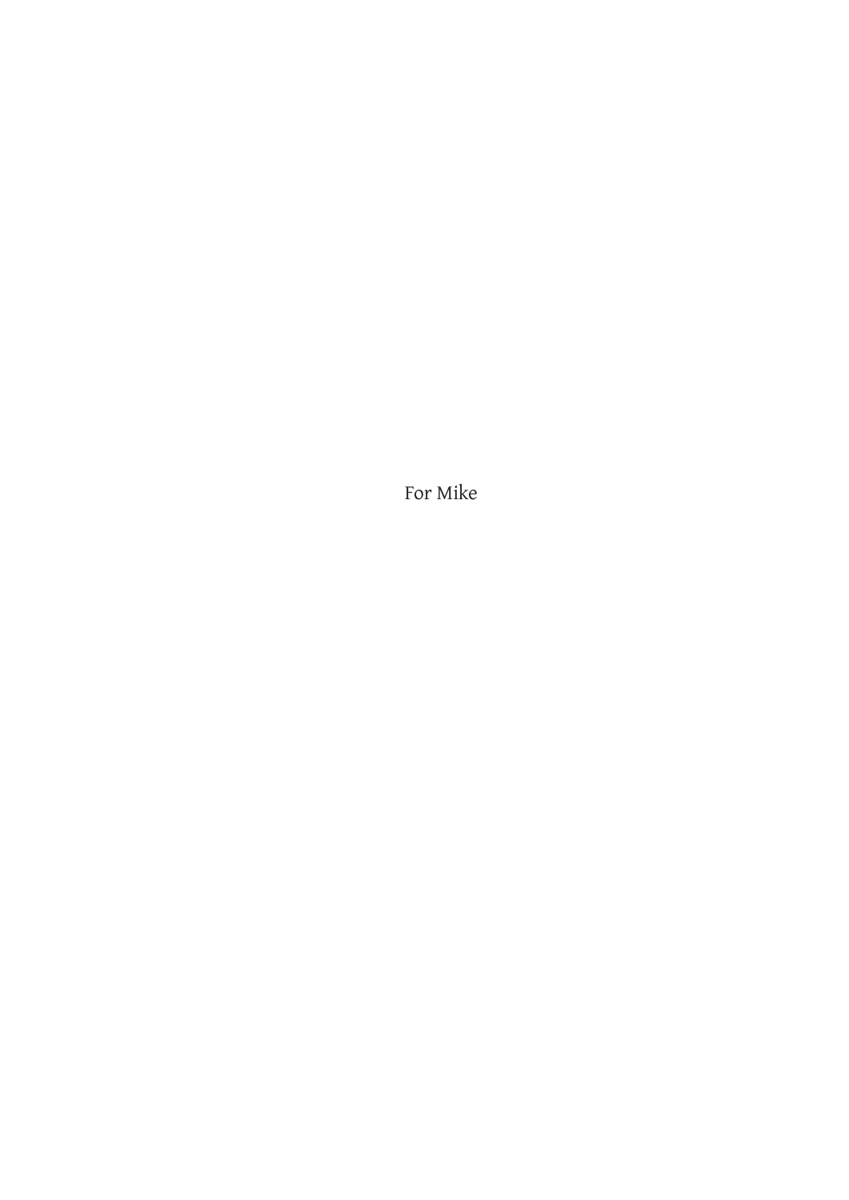For Mike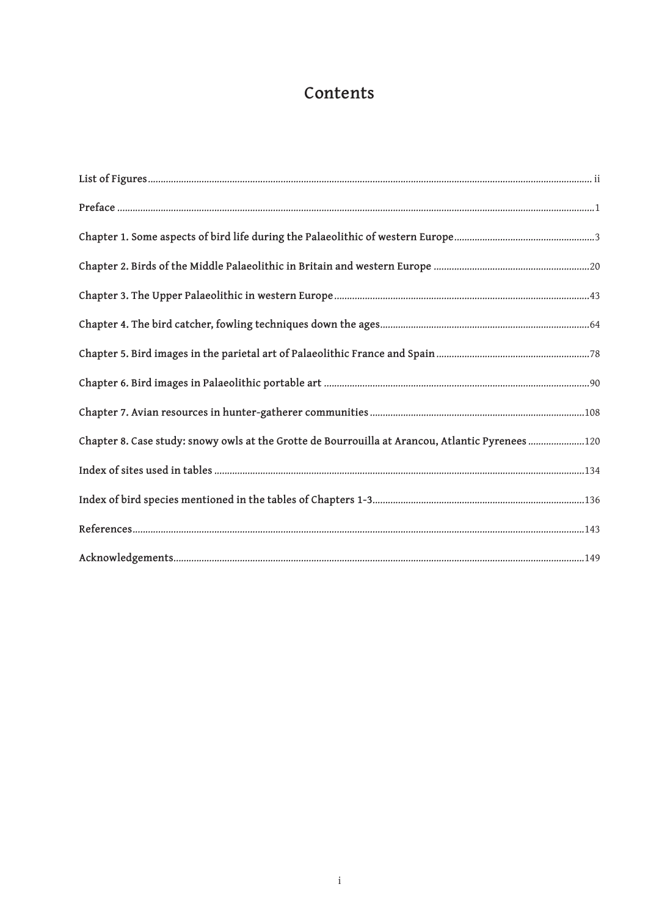# Contents

List of Figures ii

Preface 1

Chapter 1. Some aspects of bird life during the Palaeolithic of western Europe 3

Chapter 2. Birds of the Middle Palaeolithic in Britain and western Europe 20

Chapter 3. The Upper Palaeolithic in western Europe 43

Chapter 4. The bird catcher, fowling techniques down the ages 64

Chapter 5. Bird images in the parietal art of Palaeolithic France and Spain 78

Chapter 6. Bird images in Palaeolithic portable art 90

Chapter 7. Avian resources in hunter-gatherer communities 108

Chapter 8. Case study: snowy owls at the Grotte de Bourrouilla at Arancou, Atlantic Pyrenees 120

Index of sites used in tables 134

Index of bird species mentioned in the tables of Chapters 1-3 136

References 143

Acknowledgements 149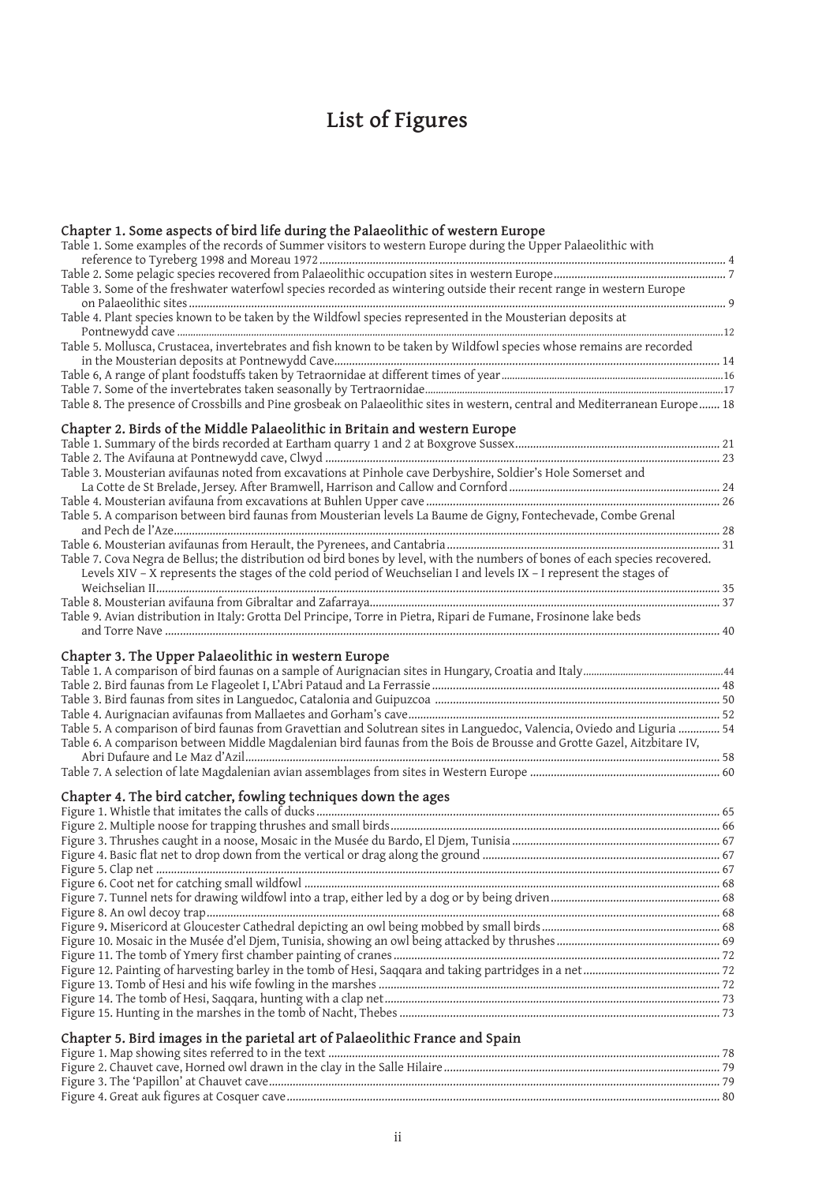# List of Figures

## Chapter 1. Some aspects of bird life during the Palaeolithic of western Europe

Table 1. Some examples of the records of Summer visitors to western Europe during the Upper Palaeolithic with reference to Tyreberg 1998 and Moreau 1972 ........ 4
Table 2. Some pelagic species recovered from Palaeolithic occupation sites in western Europe ........ 7
Table 3. Some of the freshwater waterfowl species recorded as wintering outside their recent range in western Europe on Palaeolithic sites ........ 9
Table 4. Plant species known to be taken by the Wildfowl species represented in the Mousterian deposits at Pontnewydd cave ........ 12
Table 5. Mollusca, Crustacea, invertebrates and fish known to be taken by Wildfowl species whose remains are recorded in the Mousterian deposits at Pontnewydd Cave ........ 14
Table 6, A range of plant foodstuffs taken by Tetraornidae at different times of year ........ 16
Table 7. Some of the invertebrates taken seasonally by Tertraornidae ........ 17
Table 8. The presence of Crossbills and Pine grosbeak on Palaeolithic sites in western, central and Mediterranean Europe ........ 18

## Chapter 2. Birds of the Middle Palaeolithic in Britain and western Europe

Table 1. Summary of the birds recorded at Eartham quarry 1 and 2 at Boxgrove Sussex ........ 21
Table 2. The Avifauna at Pontnewydd cave, Clwyd ........ 23
Table 3. Mousterian avifaunas noted from excavations at Pinhole cave Derbyshire, Soldier's Hole Somerset and La Cotte de St Brelade, Jersey. After Bramwell, Harrison and Callow and Cornford ........ 24
Table 4. Mousterian avifauna from excavations at Buhlen Upper cave ........ 26
Table 5. A comparison between bird faunas from Mousterian levels La Baume de Gigny, Fontechevade, Combe Grenal and Pech de l'Aze ........ 28
Table 6. Mousterian avifaunas from Herault, the Pyrenees, and Cantabria ........ 31
Table 7. Cova Negra de Bellus; the distribution od bird bones by level, with the numbers of bones of each species recovered. Levels XIV – X represents the stages of the cold period of Weuchselian I and levels IX – I represent the stages of Weichselian II ........ 35
Table 8. Mousterian avifauna from Gibraltar and Zafarraya ........ 37
Table 9. Avian distribution in Italy: Grotta Del Principe, Torre in Pietra, Ripari de Fumane, Frosinone lake beds and Torre Nave ........ 40

## Chapter 3. The Upper Palaeolithic in western Europe

Table 1. A comparison of bird faunas on a sample of Aurignacian sites in Hungary, Croatia and Italy ........ 44
Table 2. Bird faunas from Le Flageolet I, L'Abri Pataud and La Ferrassie ........ 48
Table 3. Bird faunas from sites in Languedoc, Catalonia and Guipuzcoa ........ 50
Table 4. Aurignacian avifaunas from Mallaetes and Gorham's cave ........ 52
Table 5. A comparison of bird faunas from Gravettian and Solutrean sites in Languedoc, Valencia, Oviedo and Liguria ........ 54
Table 6. A comparison between Middle Magdalenian bird faunas from the Bois de Brousse and Grotte Gazel, Aitzbitare IV, Abri Dufaure and Le Maz d'Azil ........ 58
Table 7. A selection of late Magdalenian avian assemblages from sites in Western Europe ........ 60

## Chapter 4. The bird catcher, fowling techniques down the ages

Figure 1. Whistle that imitates the calls of ducks ........ 65
Figure 2. Multiple noose for trapping thrushes and small birds ........ 66
Figure 3. Thrushes caught in a noose, Mosaic in the Musée du Bardo, El Djem, Tunisia ........ 67
Figure 4. Basic flat net to drop down from the vertical or drag along the ground ........ 67
Figure 5. Clap net ........ 67
Figure 6. Coot net for catching small wildfowl ........ 68
Figure 7. Tunnel nets for drawing wildfowl into a trap, either led by a dog or by being driven ........ 68
Figure 8. An owl decoy trap ........ 68
Figure 9. Misericord at Gloucester Cathedral depicting an owl being mobbed by small birds ........ 68
Figure 10. Mosaic in the Musée d'el Djem, Tunisia, showing an owl being attacked by thrushes ........ 69
Figure 11. The tomb of Ymery first chamber painting of cranes ........ 72
Figure 12. Painting of harvesting barley in the tomb of Hesi, Saqqara and taking partridges in a net ........ 72
Figure 13. Tomb of Hesi and his wife fowling in the marshes ........ 72
Figure 14. The tomb of Hesi, Saqqara, hunting with a clap net ........ 73
Figure 15. Hunting in the marshes in the tomb of Nacht, Thebes ........ 73

## Chapter 5. Bird images in the parietal art of Palaeolithic France and Spain

Figure 1. Map showing sites referred to in the text ........ 78
Figure 2. Chauvet cave, Horned owl drawn in the clay in the Salle Hilaire ........ 79
Figure 3. The 'Papillon' at Chauvet cave ........ 79
Figure 4. Great auk figures at Cosquer cave ........ 80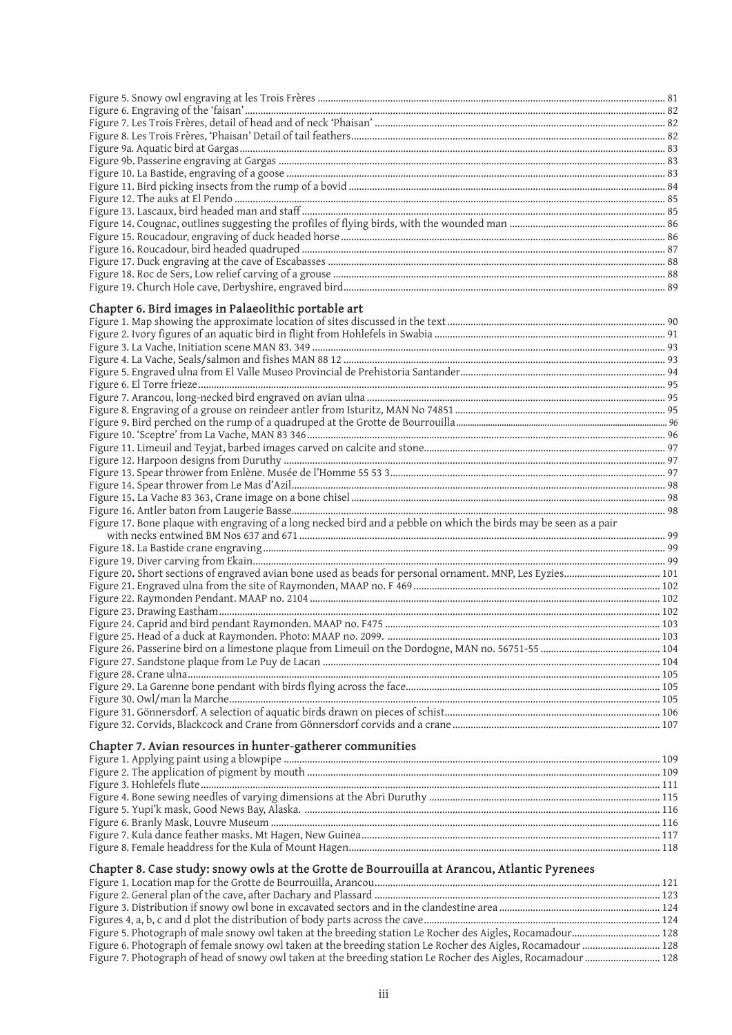Figure 5. Snowy owl engraving at les Trois Frères ..... 81
Figure 6. Engraving of the 'faisan' ..... 82
Figure 7. Les Trois Frères, detail of head and of neck 'Phaisan' ..... 82
Figure 8. Les Trois Frères, 'Phaisan' Detail of tail feathers ..... 82
Figure 9a. Aquatic bird at Gargas ..... 83
Figure 9b. Passerine engraving at Gargas ..... 83
Figure 10. La Bastide, engraving of a goose ..... 83
Figure 11. Bird picking insects from the rump of a bovid ..... 84
Figure 12. The auks at El Pendo ..... 85
Figure 13. Lascaux, bird headed man and staff ..... 85
Figure 14. Cougnac, outlines suggesting the profiles of flying birds, with the wounded man ..... 86
Figure 15. Roucadour, engraving of duck headed horse ..... 86
Figure 16. Roucadour, bird headed quadruped ..... 87
Figure 17. Duck engraving at the cave of Escabasses ..... 88
Figure 18. Roc de Sers, Low relief carving of a grouse ..... 88
Figure 19. Church Hole cave, Derbyshire, engraved bird ..... 89

## Chapter 6. Bird images in Palaeolithic portable art

Figure 1. Map showing the approximate location of sites discussed in the text ..... 90
Figure 2. Ivory figures of an aquatic bird in flight from Hohlefels in Swabia ..... 91
Figure 3. La Vache, Initiation scene MAN 83. 349 ..... 93
Figure 4. La Vache, Seals/salmon and fishes MAN 88 12 ..... 93
Figure 5. Engraved ulna from El Valle Museo Provincial de Prehistoria Santander ..... 94
Figure 6. El Torre frieze ..... 95
Figure 7. Arancou, long-necked bird engraved on avian ulna ..... 95
Figure 8. Engraving of a grouse on reindeer antler from Isturitz, MAN No 74851 ..... 95
Figure 9. Bird perched on the rump of a quadruped at the Grotte de Bourrouilla ..... 96
Figure 10. 'Sceptre' from La Vache, MAN 83 346 ..... 96
Figure 11. Limeuil and Teyjat, barbed images carved on calcite and stone ..... 97
Figure 12. Harpoon designs from Duruthy ..... 97
Figure 13. Spear thrower from Enlène. Musée de l'Homme 55 53 3 ..... 97
Figure 14. Spear thrower from Le Mas d'Azil ..... 98
Figure 15. La Vache 83 363, Crane image on a bone chisel ..... 98
Figure 16. Antler baton from Laugerie Basse ..... 98
Figure 17. Bone plaque with engraving of a long necked bird and a pebble on which the birds may be seen as a pair with necks entwined BM Nos 637 and 671 ..... 99
Figure 18. La Bastide crane engraving ..... 99
Figure 19. Diver carving from Ekain ..... 99
Figure 20. Short sections of engraved avian bone used as beads for personal ornament. MNP, Les Eyzies ..... 101
Figure 21. Engraved ulna from the site of Raymonden, MAAP no. F 469 ..... 102
Figure 22. Raymonden Pendant. MAAP no. 2104 ..... 102
Figure 23. Drawing Eastham ..... 102
Figure 24. Caprid and bird pendant Raymonden. MAAP no. F475 ..... 103
Figure 25. Head of a duck at Raymonden. Photo: MAAP no. 2099. ..... 103
Figure 26. Passerine bird on a limestone plaque from Limeuil on the Dordogne, MAN no. 56751-55 ..... 104
Figure 27. Sandstone plaque from Le Puy de Lacan ..... 104
Figure 28. Crane ulna ..... 105
Figure 29. La Garenne bone pendant with birds flying across the face ..... 105
Figure 30. Owl/man la Marche ..... 105
Figure 31. Gönnersdorf. A selection of aquatic birds drawn on pieces of schist ..... 106
Figure 32. Corvids, Blackcock and Crane from Gönnersdorf corvids and a crane ..... 107

## Chapter 7. Avian resources in hunter-gatherer communities

Figure 1. Applying paint using a blowpipe ..... 109
Figure 2. The application of pigment by mouth ..... 109
Figure 3. Hohlefels flute ..... 111
Figure 4. Bone sewing needles of varying dimensions at the Abri Duruthy ..... 115
Figure 5. Yupi'k mask, Good News Bay, Alaska. ..... 116
Figure 6. Branly Mask, Louvre Museum ..... 116
Figure 7. Kula dance feather masks. Mt Hagen, New Guinea ..... 117
Figure 8. Female headdress for the Kula of Mount Hagen ..... 118

## Chapter 8. Case study: snowy owls at the Grotte de Bourrouilla at Arancou, Atlantic Pyrenees

Figure 1. Location map for the Grotte de Bourrouilla, Arancou ..... 121
Figure 2. General plan of the cave, after Dachary and Plassard ..... 123
Figure 3. Distribution if snowy owl bone in excavated sectors and in the clandestine area ..... 124
Figures 4, a, b, c and d plot the distribution of body parts across the cave ..... 124
Figure 5. Photograph of male snowy owl taken at the breeding station Le Rocher des Aigles, Rocamadour ..... 128
Figure 6. Photograph of female snowy owl taken at the breeding station Le Rocher des Aigles, Rocamadour ..... 128
Figure 7. Photograph of head of snowy owl taken at the breeding station Le Rocher des Aigles, Rocamadour ..... 128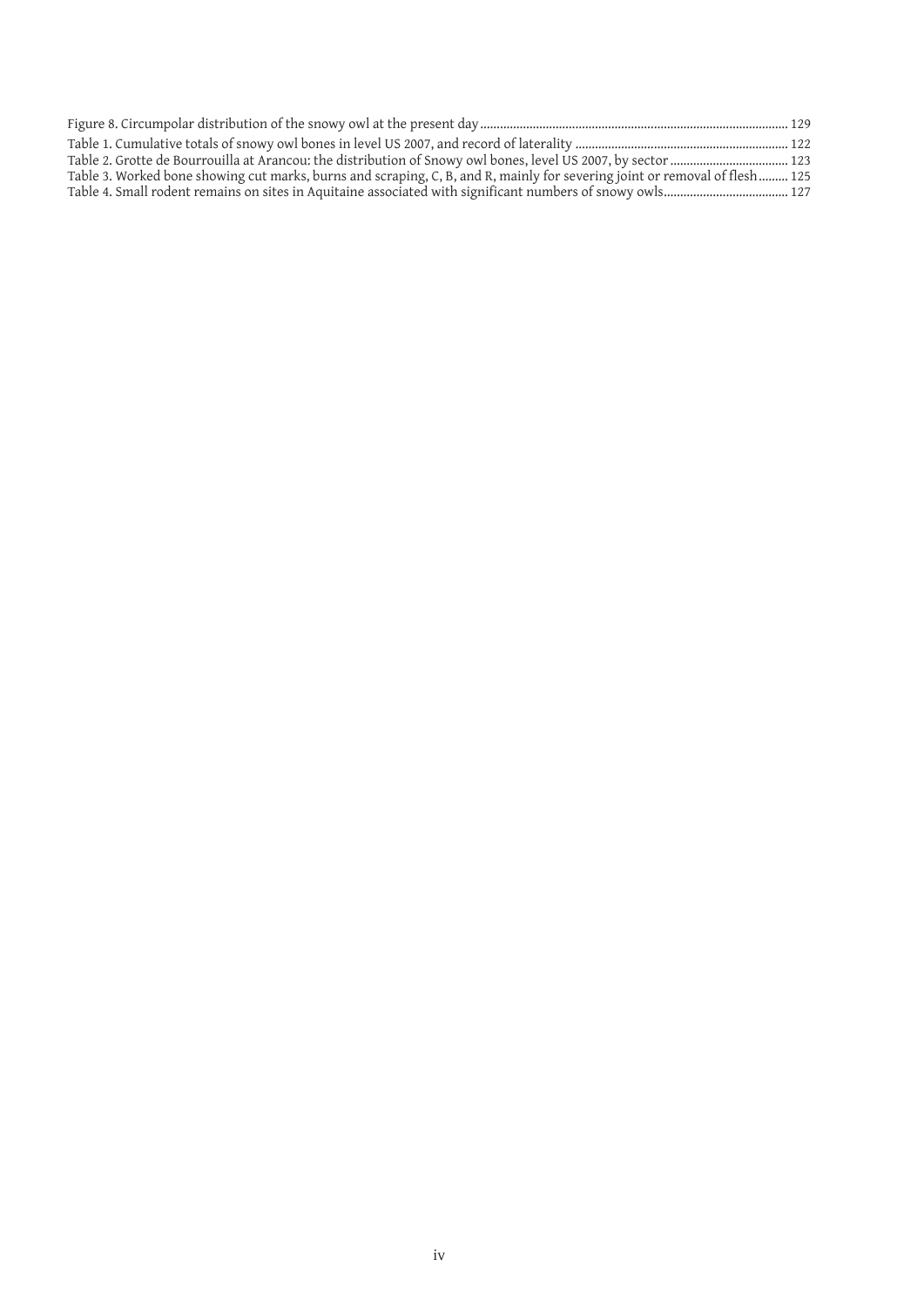Figure 8. Circumpolar distribution of the snowy owl at the present day ........................................................................................................... 129

Table 1. Cumulative totals of snowy owl bones in level US 2007, and record of laterality ................................................................... 122

Table 2. Grotte de Bourrouilla at Arancou: the distribution of Snowy owl bones, level US 2007, by sector .................................... 123

Table 3. Worked bone showing cut marks, burns and scraping, C, B, and R, mainly for severing joint or removal of flesh......... 125

Table 4. Small rodent remains on sites in Aquitaine associated with significant numbers of snowy owls...................................... 127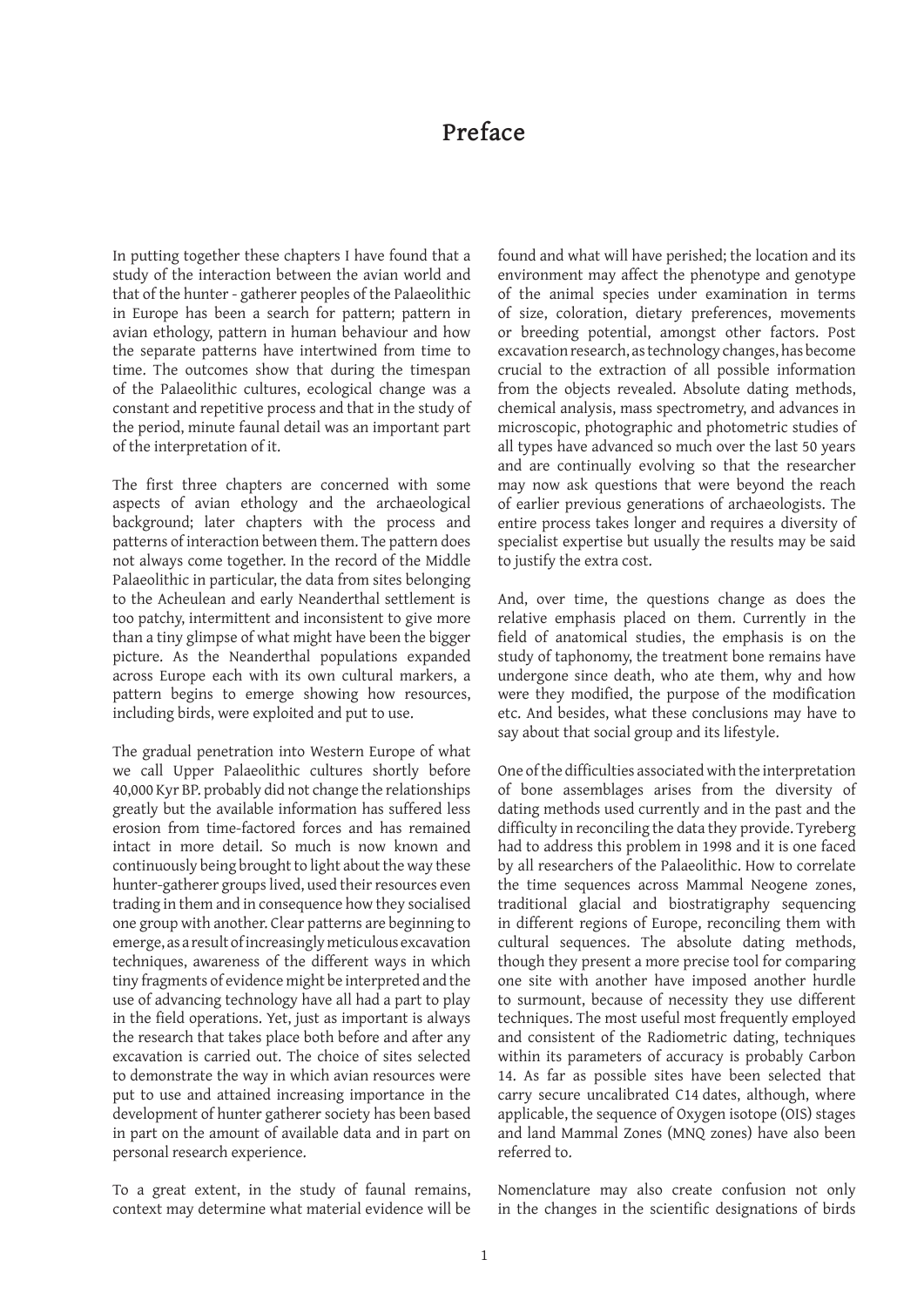# Preface

In putting together these chapters I have found that a study of the interaction between the avian world and that of the hunter - gatherer peoples of the Palaeolithic in Europe has been a search for pattern; pattern in avian ethology, pattern in human behaviour and how the separate patterns have intertwined from time to time. The outcomes show that during the timespan of the Palaeolithic cultures, ecological change was a constant and repetitive process and that in the study of the period, minute faunal detail was an important part of the interpretation of it.

The first three chapters are concerned with some aspects of avian ethology and the archaeological background; later chapters with the process and patterns of interaction between them. The pattern does not always come together. In the record of the Middle Palaeolithic in particular, the data from sites belonging to the Acheulean and early Neanderthal settlement is too patchy, intermittent and inconsistent to give more than a tiny glimpse of what might have been the bigger picture. As the Neanderthal populations expanded across Europe each with its own cultural markers, a pattern begins to emerge showing how resources, including birds, were exploited and put to use.

The gradual penetration into Western Europe of what we call Upper Palaeolithic cultures shortly before 40,000 Kyr BP. probably did not change the relationships greatly but the available information has suffered less erosion from time-factored forces and has remained intact in more detail. So much is now known and continuously being brought to light about the way these hunter-gatherer groups lived, used their resources even trading in them and in consequence how they socialised one group with another. Clear patterns are beginning to emerge, as a result of increasingly meticulous excavation techniques, awareness of the different ways in which tiny fragments of evidence might be interpreted and the use of advancing technology have all had a part to play in the field operations. Yet, just as important is always the research that takes place both before and after any excavation is carried out. The choice of sites selected to demonstrate the way in which avian resources were put to use and attained increasing importance in the development of hunter gatherer society has been based in part on the amount of available data and in part on personal research experience.

To a great extent, in the study of faunal remains, context may determine what material evidence will be found and what will have perished; the location and its environment may affect the phenotype and genotype of the animal species under examination in terms of size, coloration, dietary preferences, movements or breeding potential, amongst other factors. Post excavation research, as technology changes, has become crucial to the extraction of all possible information from the objects revealed. Absolute dating methods, chemical analysis, mass spectrometry, and advances in microscopic, photographic and photometric studies of all types have advanced so much over the last 50 years and are continually evolving so that the researcher may now ask questions that were beyond the reach of earlier previous generations of archaeologists. The entire process takes longer and requires a diversity of specialist expertise but usually the results may be said to justify the extra cost.

And, over time, the questions change as does the relative emphasis placed on them. Currently in the field of anatomical studies, the emphasis is on the study of taphonomy, the treatment bone remains have undergone since death, who ate them, why and how were they modified, the purpose of the modification etc. And besides, what these conclusions may have to say about that social group and its lifestyle.

One of the difficulties associated with the interpretation of bone assemblages arises from the diversity of dating methods used currently and in the past and the difficulty in reconciling the data they provide. Tyreberg had to address this problem in 1998 and it is one faced by all researchers of the Palaeolithic. How to correlate the time sequences across Mammal Neogene zones, traditional glacial and biostratigraphy sequencing in different regions of Europe, reconciling them with cultural sequences. The absolute dating methods, though they present a more precise tool for comparing one site with another have imposed another hurdle to surmount, because of necessity they use different techniques. The most useful most frequently employed and consistent of the Radiometric dating, techniques within its parameters of accuracy is probably Carbon 14. As far as possible sites have been selected that carry secure uncalibrated C14 dates, although, where applicable, the sequence of Oxygen isotope (OIS) stages and land Mammal Zones (MNQ zones) have also been referred to.

Nomenclature may also create confusion not only in the changes in the scientific designations of birds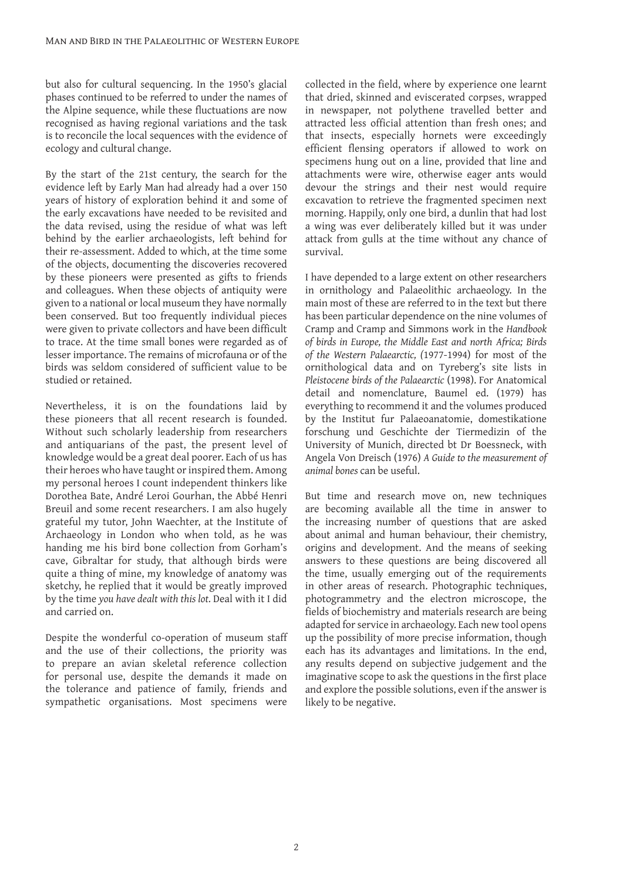but also for cultural sequencing. In the 1950's glacial phases continued to be referred to under the names of the Alpine sequence, while these fluctuations are now recognised as having regional variations and the task is to reconcile the local sequences with the evidence of ecology and cultural change.

By the start of the 21st century, the search for the evidence left by Early Man had already had a over 150 years of history of exploration behind it and some of the early excavations have needed to be revisited and the data revised, using the residue of what was left behind by the earlier archaeologists, left behind for their re-assessment. Added to which, at the time some of the objects, documenting the discoveries recovered by these pioneers were presented as gifts to friends and colleagues. When these objects of antiquity were given to a national or local museum they have normally been conserved. But too frequently individual pieces were given to private collectors and have been difficult to trace. At the time small bones were regarded as of lesser importance. The remains of microfauna or of the birds was seldom considered of sufficient value to be studied or retained.

Nevertheless, it is on the foundations laid by these pioneers that all recent research is founded. Without such scholarly leadership from researchers and antiquarians of the past, the present level of knowledge would be a great deal poorer. Each of us has their heroes who have taught or inspired them. Among my personal heroes I count independent thinkers like Dorothea Bate, André Leroi Gourhan, the Abbé Henri Breuil and some recent researchers. I am also hugely grateful my tutor, John Waechter, at the Institute of Archaeology in London who when told, as he was handing me his bird bone collection from Gorham's cave, Gibraltar for study, that although birds were quite a thing of mine, my knowledge of anatomy was sketchy, he replied that it would be greatly improved by the time *you have dealt with this lot*. Deal with it I did and carried on.

Despite the wonderful co-operation of museum staff and the use of their collections, the priority was to prepare an avian skeletal reference collection for personal use, despite the demands it made on the tolerance and patience of family, friends and sympathetic organisations. Most specimens were collected in the field, where by experience one learnt that dried, skinned and eviscerated corpses, wrapped in newspaper, not polythene travelled better and attracted less official attention than fresh ones; and that insects, especially hornets were exceedingly efficient flensing operators if allowed to work on specimens hung out on a line, provided that line and attachments were wire, otherwise eager ants would devour the strings and their nest would require excavation to retrieve the fragmented specimen next morning. Happily, only one bird, a dunlin that had lost a wing was ever deliberately killed but it was under attack from gulls at the time without any chance of survival.

I have depended to a large extent on other researchers in ornithology and Palaeolithic archaeology. In the main most of these are referred to in the text but there has been particular dependence on the nine volumes of Cramp and Cramp and Simmons work in the *Handbook of birds in Europe, the Middle East and north Africa; Birds of the Western Palaearctic, (*1977-1994) for most of the ornithological data and on Tyreberg's site lists in *Pleistocene birds of the Palaearctic* (1998). For Anatomical detail and nomenclature, Baumel ed. (1979) has everything to recommend it and the volumes produced by the Institut fur Palaeoanatomie, domestikatione forschung und Geschichte der Tiermedizin of the University of Munich, directed bt Dr Boessneck, with Angela Von Dreisch (1976) *A Guide to the measurement of animal bones* can be useful.

But time and research move on, new techniques are becoming available all the time in answer to the increasing number of questions that are asked about animal and human behaviour, their chemistry, origins and development. And the means of seeking answers to these questions are being discovered all the time, usually emerging out of the requirements in other areas of research. Photographic techniques, photogrammetry and the electron microscope, the fields of biochemistry and materials research are being adapted for service in archaeology. Each new tool opens up the possibility of more precise information, though each has its advantages and limitations. In the end, any results depend on subjective judgement and the imaginative scope to ask the questions in the first place and explore the possible solutions, even if the answer is likely to be negative.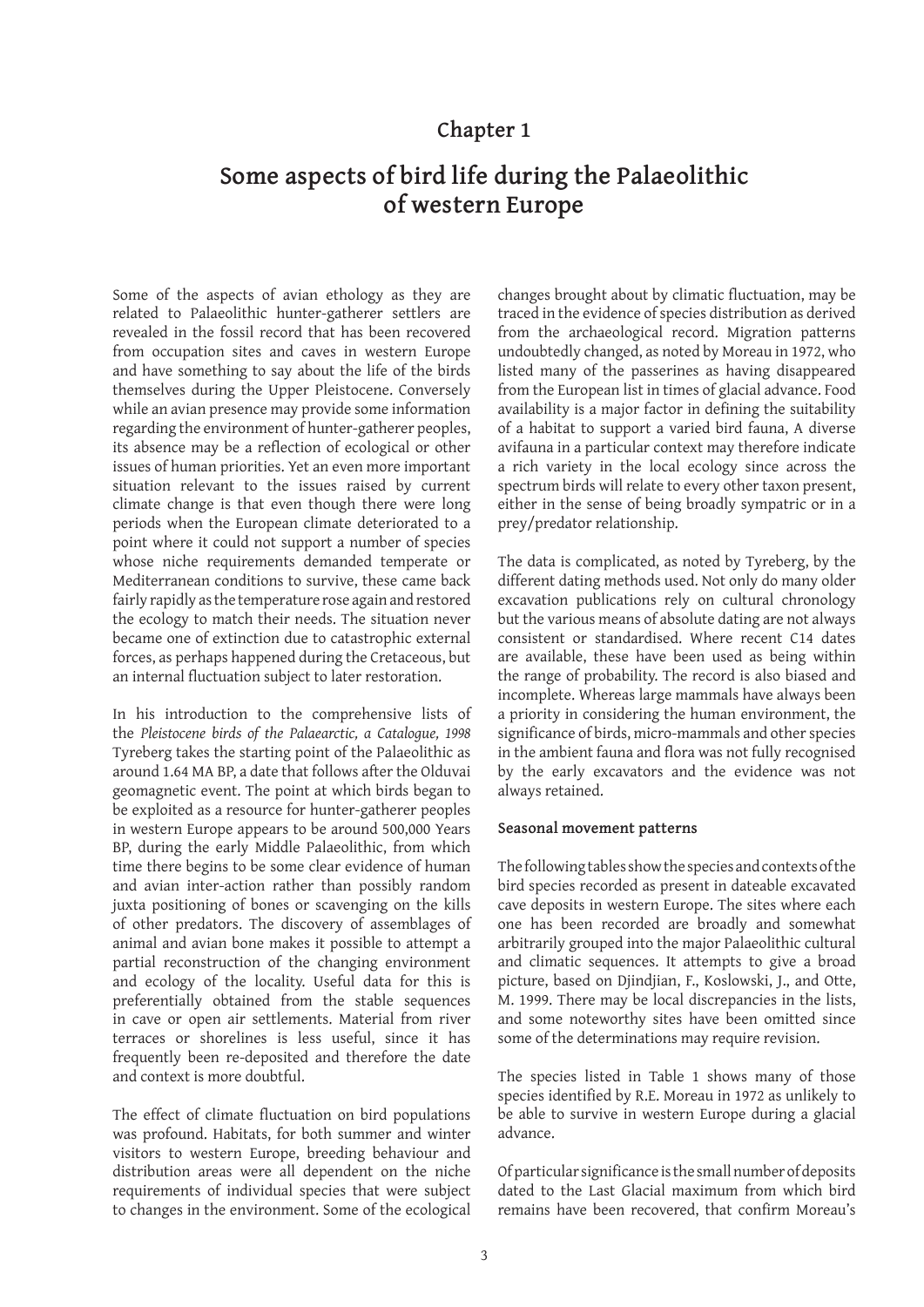## Chapter 1

# Some aspects of bird life during the Palaeolithic of western Europe

Some of the aspects of avian ethology as they are related to Palaeolithic hunter-gatherer settlers are revealed in the fossil record that has been recovered from occupation sites and caves in western Europe and have something to say about the life of the birds themselves during the Upper Pleistocene. Conversely while an avian presence may provide some information regarding the environment of hunter-gatherer peoples, its absence may be a reflection of ecological or other issues of human priorities. Yet an even more important situation relevant to the issues raised by current climate change is that even though there were long periods when the European climate deteriorated to a point where it could not support a number of species whose niche requirements demanded temperate or Mediterranean conditions to survive, these came back fairly rapidly as the temperature rose again and restored the ecology to match their needs. The situation never became one of extinction due to catastrophic external forces, as perhaps happened during the Cretaceous, but an internal fluctuation subject to later restoration.

In his introduction to the comprehensive lists of the *Pleistocene birds of the Palaearctic, a Catalogue, 1998* Tyreberg takes the starting point of the Palaeolithic as around 1.64 MA BP, a date that follows after the Olduvai geomagnetic event. The point at which birds began to be exploited as a resource for hunter-gatherer peoples in western Europe appears to be around 500,000 Years BP, during the early Middle Palaeolithic, from which time there begins to be some clear evidence of human and avian inter-action rather than possibly random juxta positioning of bones or scavenging on the kills of other predators. The discovery of assemblages of animal and avian bone makes it possible to attempt a partial reconstruction of the changing environment and ecology of the locality. Useful data for this is preferentially obtained from the stable sequences in cave or open air settlements. Material from river terraces or shorelines is less useful, since it has frequently been re-deposited and therefore the date and context is more doubtful.

The effect of climate fluctuation on bird populations was profound. Habitats, for both summer and winter visitors to western Europe, breeding behaviour and distribution areas were all dependent on the niche requirements of individual species that were subject to changes in the environment. Some of the ecological changes brought about by climatic fluctuation, may be traced in the evidence of species distribution as derived from the archaeological record. Migration patterns undoubtedly changed, as noted by Moreau in 1972, who listed many of the passerines as having disappeared from the European list in times of glacial advance. Food availability is a major factor in defining the suitability of a habitat to support a varied bird fauna, A diverse avifauna in a particular context may therefore indicate a rich variety in the local ecology since across the spectrum birds will relate to every other taxon present, either in the sense of being broadly sympatric or in a prey/predator relationship.

The data is complicated, as noted by Tyreberg, by the different dating methods used. Not only do many older excavation publications rely on cultural chronology but the various means of absolute dating are not always consistent or standardised. Where recent C14 dates are available, these have been used as being within the range of probability. The record is also biased and incomplete. Whereas large mammals have always been a priority in considering the human environment, the significance of birds, micro-mammals and other species in the ambient fauna and flora was not fully recognised by the early excavators and the evidence was not always retained.

### Seasonal movement patterns

The following tables show the species and contexts of the bird species recorded as present in dateable excavated cave deposits in western Europe. The sites where each one has been recorded are broadly and somewhat arbitrarily grouped into the major Palaeolithic cultural and climatic sequences. It attempts to give a broad picture, based on Djindjian, F., Koslowski, J., and Otte, M. 1999. There may be local discrepancies in the lists, and some noteworthy sites have been omitted since some of the determinations may require revision.

The species listed in Table 1 shows many of those species identified by R.E. Moreau in 1972 as unlikely to be able to survive in western Europe during a glacial advance.

Of particular significance is the small number of deposits dated to the Last Glacial maximum from which bird remains have been recovered, that confirm Moreau's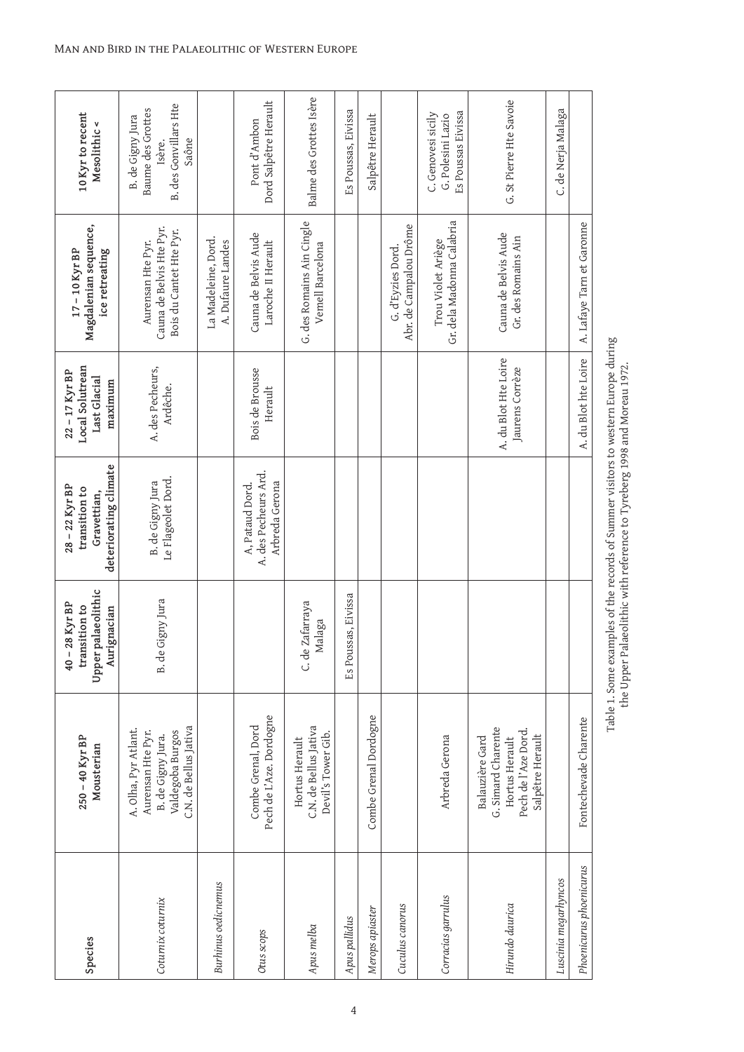| Species | 250 – 40 Kyr BP Mousterian | 40 – 28 Kyr BP transition to Upper palaeolithic Aurignacian | 28 – 22 Kyr BP transition to Gravettian, deteriorating climate | 22 – 17 Kyr BP Local Solutrean Last Glacial maximum | 17 – 10 Kyr BP Magdalenian sequence, ice retreating | 10 Kyr to recent Mesolithic < |
|---|---|---|---|---|---|---|
| *Coturnix coturnix* | A. Olha, Pyr Atlant. Aurensan Hte Pyr. B. de Gigny Jura. Valdegoba Burgos C.N. de Bellus Jativa | B. de Gigny Jura | B. de Gigny Jura Le Flageolet Dord. | A. des Pecheurs, Ardêche. | Aurensan Hte Pyr. Cauna de Belvis Hte Pyr. Bois du Cantet Hte Pyr. | B. de Gigny Jura Baume des Grottes Isère. B. des Gonvillars Hte Saône |
| *Burhinus oedicnemus* | | | | | La Madeleine, Dord. A. Dufaure Landes | |
| *Otus scops* | Combe Grenal, Dord Pech de L'Aze. Dordogne | | A, Pataud Dord. A. des Pecheurs Ard. Arbreda Gerona | Bois de Brousse Herault | Cauna de Belvis Aude Laroche II Herault | Pont d'Ambon Dord Salpêtre Herault |
| *Apus melba* | Hortus Herault C.N. de Bellus Jativa Devil's Tower Gib. | C. de Zafarraya Malaga | | | G. des Romains Ain Cingle Vemell Barcelona | Balme des Grottes Isère |
| *Apus pallidus* | | Es Poussas, Eivissa | | | | Es Poussas, Eivissa |
| *Merops apiaster* | Combe Grenal Dordogne | | | | | Salpêtre Herault |
| *Cuculus canorus* | | | | | G. d'Eyzies Dord. Abr. de Campalou Drôme | |
| *Corracias garrulus* | Arbreda Gerona | | | | Trou Violet Ariège Gr. dela Madonna Calabria | C. Genovesi sicily G. Polesini Lazio Es Poussas Eivissa |
| *Hirundo daurica* | Balauzière Gard G. Simard Charente Hortus Herault Pech de l'Aze Dord. Salpêtre Herault | | | A. du Blot Hte Loire Jaurens Corrèze | Cauna de Belvis Aude Gr. des Romains Ain | G. St Pierre Hte Savoie |
| *Luscinia megarhyncos* | | | | | | C. de Nerja Malaga |
| *Phoenicurus phoenicurus* | Fontechevade Charente | | | A. du Blot hte Loire | A. Lafaye Tarn et Garonne | |

Table 1. Some examples of the records of Summer visitors to western Europe during the Upper Palaeolithic with reference to Tyreberg 1998 and Moreau 1972.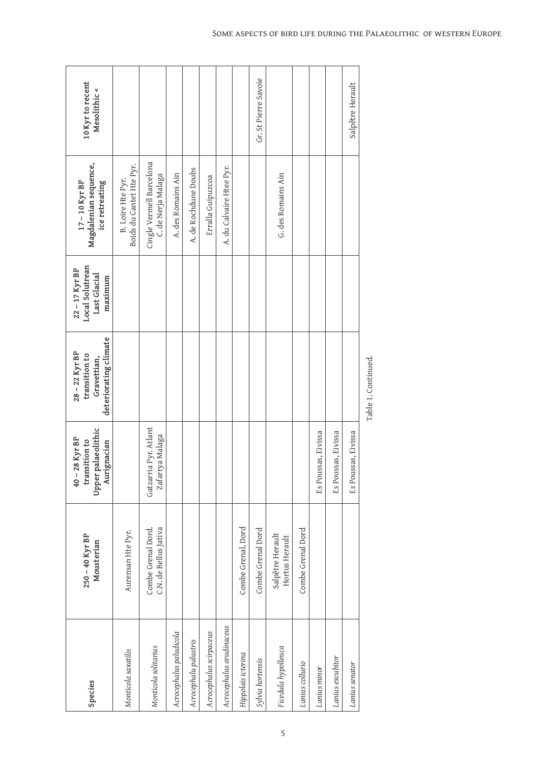| Species | 250 – 40 Kyr BP Mousterian | 40 – 28 Kyr BP transition to Upper palaeolithic Aurignacian | 28 – 22 Kyr BP transition to Gravettian, deteriorating climate | 22 – 17 Kyr BP Local Solutrean Last Glacial maximum | 17 – 10 Kyr BP Magdalenian sequence, ice retreating | 10 Kyr to recent Mesolithic < |
|---|---|---|---|---|---|---|
| *Monticola saxatilis* | Aurensan Hte Pyr. | | | | B. Loire Hte Pyr. Boids du Cantet Hte Pyr. | |
| *Monticola solitarius* | Combe Grenal Dord. C.N. de Bellus Jativa | Gatzarria Pyr. Atlant Zafarrya Malaga | | | Cingle Vermell Barcelona C. de Nerja Malaga | |
| *Acrocephalus paludicola* | | | | | A. des Romains Ain | |
| *Acrocephalu palustris* | | | | | A. de Rochdune Doubs | |
| *Acrocephalus scirpaceus* | | | | | Erralla Guipuzcoa | |
| *Acrocephalus arudinaceus* | | | | | A. du Calvaire Htee Pyr. | |
| *Hippolais icterina* | Combe Grenal, Dord | | | | | |
| *Sylvia hortensis* | Combe Grenal Dord | | | | | Gr. St Pierre Savoie |
| *Ficedula hypolleuca* | Salpêtre Herault Hortus Herault | | | | G. des Romains Ain | |
| *Lanius collurio* | Combe Grenal Dord | | | | | |
| *Lanius minor* | | Es Poussas, Eivissa | | | | |
| *Lanius excubitor* | | Es Poussas, Eivissa | | | | |
| *Lanius senator* | | Es Poussas, Eivissa | | | | Salpêtre Herault |

Table 1. Continued.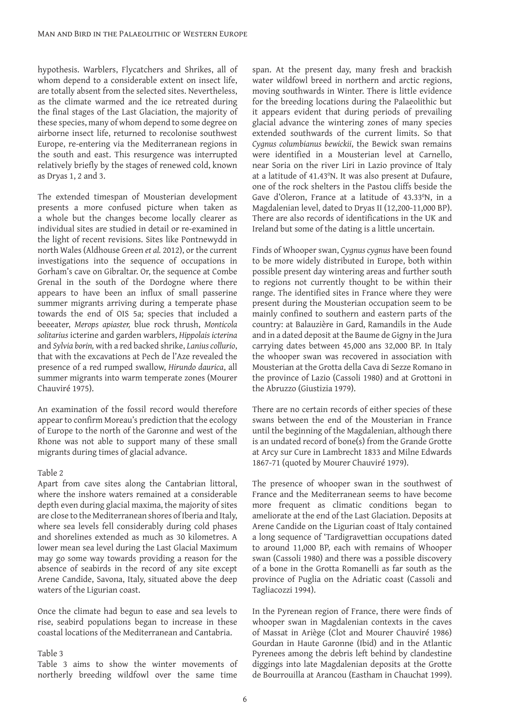hypothesis. Warblers, Flycatchers and Shrikes, all of whom depend to a considerable extent on insect life, are totally absent from the selected sites. Nevertheless, as the climate warmed and the ice retreated during the final stages of the Last Glaciation, the majority of these species, many of whom depend to some degree on airborne insect life, returned to recolonise southwest Europe, re-entering via the Mediterranean regions in the south and east. This resurgence was interrupted relatively briefly by the stages of renewed cold, known as Dryas 1, 2 and 3.

The extended timespan of Mousterian development presents a more confused picture when taken as a whole but the changes become locally clearer as individual sites are studied in detail or re-examined in the light of recent revisions. Sites like Pontnewydd in north Wales (Aldhouse Green *et al.* 2012), or the current investigations into the sequence of occupations in Gorham's cave on Gibraltar. Or, the sequence at Combe Grenal in the south of the Dordogne where there appears to have been an influx of small passerine summer migrants arriving during a temperate phase towards the end of OIS 5a; species that included a beeeater, *Merops apiaster,* blue rock thrush, *Monticola solitarius* icterine and garden warblers, *Hippolais icterina* and *Sylvia borin,* with a red backed shrike, *Lanius collurio*, that with the excavations at Pech de l'Aze revealed the presence of a red rumped swallow, *Hirundo daurica*, all summer migrants into warm temperate zones (Mourer Chauviré 1975).

An examination of the fossil record would therefore appear to confirm Moreau's prediction that the ecology of Europe to the north of the Garonne and west of the Rhone was not able to support many of these small migrants during times of glacial advance.

Table 2

Apart from cave sites along the Cantabrian littoral, where the inshore waters remained at a considerable depth even during glacial maxima, the majority of sites are close to the Mediterranean shores of Iberia and Italy, where sea levels fell considerably during cold phases and shorelines extended as much as 30 kilometres. A lower mean sea level during the Last Glacial Maximum may go some way towards providing a reason for the absence of seabirds in the record of any site except Arene Candide, Savona, Italy, situated above the deep waters of the Ligurian coast.

Once the climate had begun to ease and sea levels to rise, seabird populations began to increase in these coastal locations of the Mediterranean and Cantabria.

Table 3

Table 3 aims to show the winter movements of northerly breeding wildfowl over the same time span. At the present day, many fresh and brackish water wildfowl breed in northern and arctic regions, moving southwards in Winter. There is little evidence for the breeding locations during the Palaeolithic but it appears evident that during periods of prevailing glacial advance the wintering zones of many species extended southwards of the current limits. So that *Cygnus columbianus bewickii*, the Bewick swan remains were identified in a Mousterian level at Carnello, near Soria on the river Liri in Lazio province of Italy at a latitude of 41.43°N. It was also present at Dufaure, one of the rock shelters in the Pastou cliffs beside the Gave d'Oleron, France at a latitude of 43.33°N, in a Magdalenian level, dated to Dryas II (12,200-11,000 BP). There are also records of identifications in the UK and Ireland but some of the dating is a little uncertain.

Finds of Whooper swan, *Cygnus cygnus* have been found to be more widely distributed in Europe, both within possible present day wintering areas and further south to regions not currently thought to be within their range. The identified sites in France where they were present during the Mousterian occupation seem to be mainly confined to southern and eastern parts of the country: at Balauzière in Gard, Ramandils in the Aude and in a dated deposit at the Baume de Gigny in the Jura carrying dates between 45,000 ans 32,000 BP. In Italy the whooper swan was recovered in association with Mousterian at the Grotta della Cava di Sezze Romano in the province of Lazio (Cassoli 1980) and at Grottoni in the Abruzzo (Giustizia 1979).

There are no certain records of either species of these swans between the end of the Mousterian in France until the beginning of the Magdalenian, although there is an undated record of bone(s) from the Grande Grotte at Arcy sur Cure in Lambrecht 1833 and Milne Edwards 1867-71 (quoted by Mourer Chauviré 1979).

The presence of whooper swan in the southwest of France and the Mediterranean seems to have become more frequent as climatic conditions began to ameliorate at the end of the Last Glaciation. Deposits at Arene Candide on the Ligurian coast of Italy contained a long sequence of 'Tardigravettian occupations dated to around 11,000 BP, each with remains of Whooper swan (Cassoli 1980) and there was a possible discovery of a bone in the Grotta Romanelli as far south as the province of Puglia on the Adriatic coast (Cassoli and Tagliacozzi 1994).

In the Pyrenean region of France, there were finds of whooper swan in Magdalenian contexts in the caves of Massat in Ariège (Clot and Mourer Chauviré 1986) Gourdan in Haute Garonne (Ibid) and in the Atlantic Pyrenees among the debris left behind by clandestine diggings into late Magdalenian deposits at the Grotte de Bourrouilla at Arancou (Eastham in Chauchat 1999).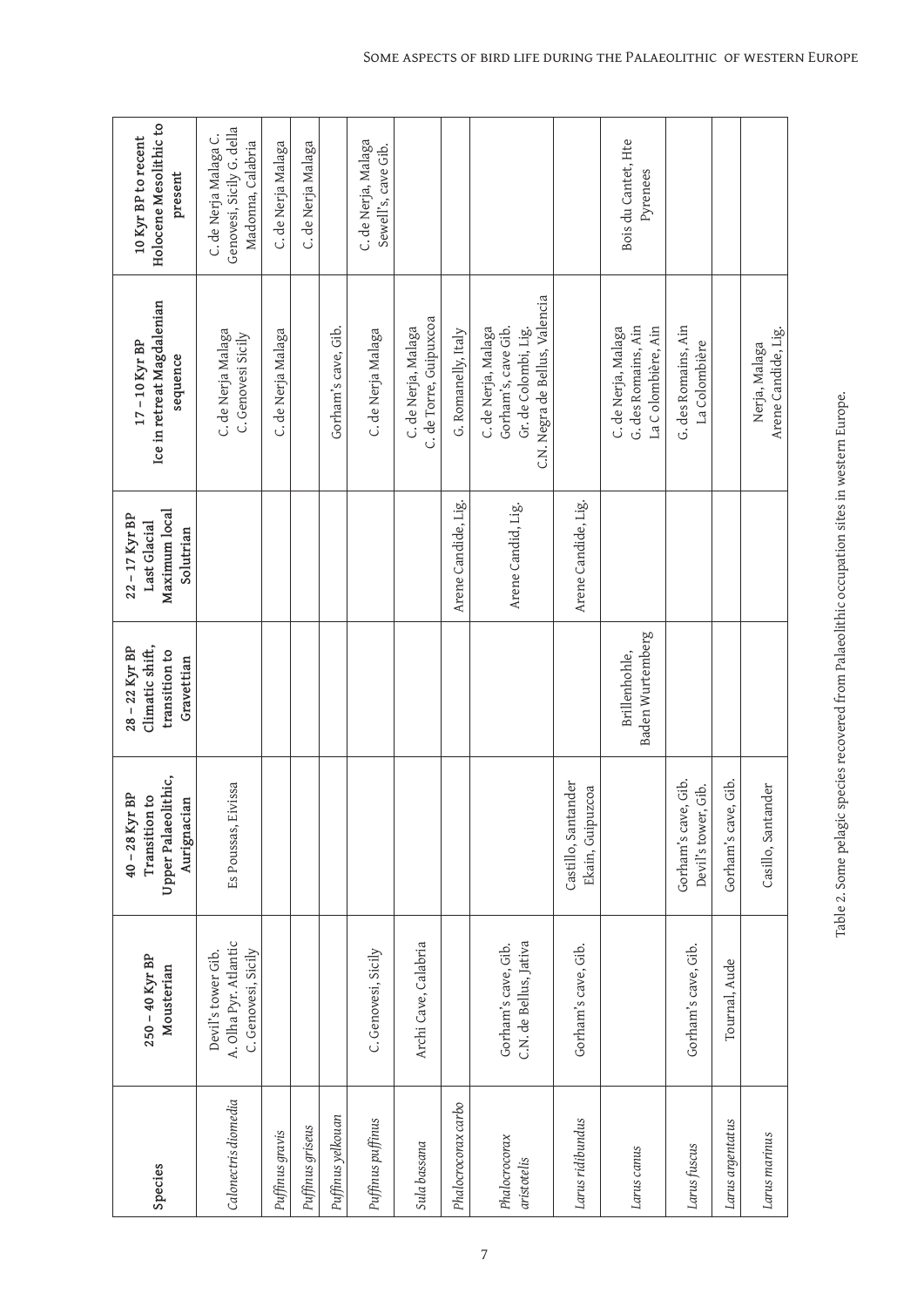| Species | 250 – 40 Kyr BP Mousterian | 40 – 28 Kyr BP Transition to Upper Palaeolithic, Aurignacian | 28 – 22 Kyr BP Climatic shift, transition to Gravettian | 22 – 17 Kyr BP Last Glacial Maximum local Solutrian | 17 – 10 Kyr BP Ice in retreat Magdalenian sequence | 10 Kyr BP to recent Holocene Mesolithic to present |
|---|---|---|---|---|---|---|
| *Calonectris diomedia* | Devil's tower Gib. A. Olha Pyr. Atlantic C. Genovesi, Sicily | Es Poussas, Eivissa | | | C. de Nerja Malaga C. Genovesi Sicily | C. de Nerja Malaga C. Genovesi, Sicily G. della Madonna, Calabria |
| *Puffinus gravis* | | | | | C. de Nerja Malaga | C. de Nerja Malaga |
| *Puffinus griseus* | | | | | | C. de Nerja Malaga |
| *Puffinus yelkouan* | | | | | Gorham's cave, Gib. | |
| *Puffinus puffinus* | C. Genovesi, Sicily | | | | C. de Nerja Malaga | C. de Nerja, Malaga Sewell's, cave Gib. |
| *Sula bassana* | Archi Cave, Calabria | | | | C. de Nerja, Malaga C. de Torre, Guipuxcoa | |
| *Phalacrocorax carbo* | | | | Arene Candide, Lig. | G. Romanelly, Italy | |
| *Phalacrocorax aristotelis* | Gorham's cave, Gib. C.N. de Bellus, Jativa | | | Arene Candid, Lig. | C. de Nerja, Malaga Gorham's, cave Gib. Gr. de Colombi, Lig. C.N. Negra de Bellus, Valencia | |
| *Larus ridibundus* | Gorham's cave, Gib. | Castillo, Santander Ekain, Guipuzcoa | | Arene Candide, Lig. | | |
| *Larus canus* | | | Brillenhohle, Baden Wurtemberg | | C. de Nerja, Malaga G. des Romains, Ain La C olombière, Ain | Bois du Cantet, Hte Pyrenees |
| *Larus fuscus* | Gorham's cave, Gib. | Gorham's cave, Gib. Devil's tower, Gib. | | | G. des Romains, Ain La Colombière | |
| *Larus argentatus* | Tournal, Aude | Gorham's cave, Gib. | | | | |
| *Larus marinus* | | Casillo, Santander | | | Nerja, Malaga Arene Candide, Lig. | |

Table 2. Some pelagic species recovered from Palaeolithic occupation sites in western Europe.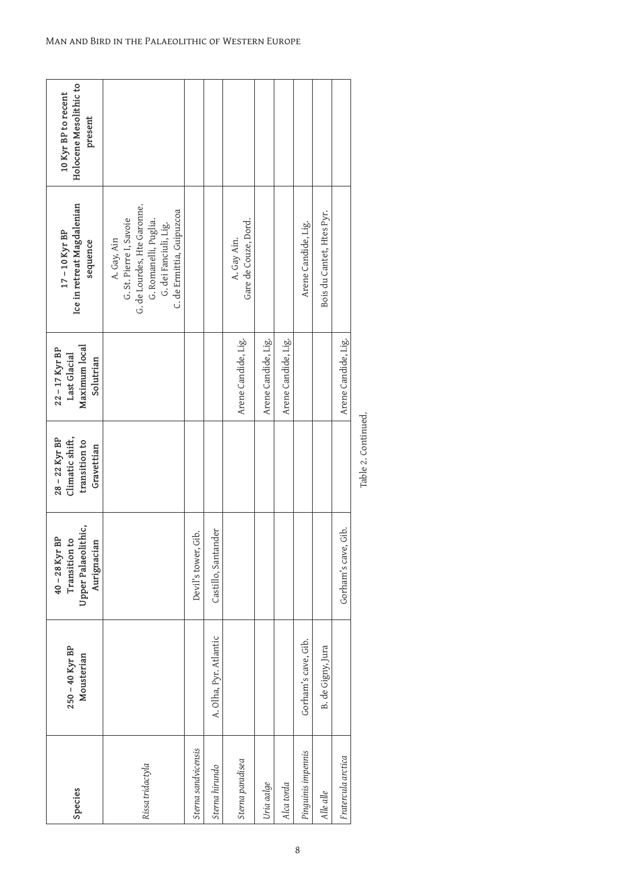| Species | 250 – 40 Kyr BP Mousterian | 40 – 28 Kyr BP Transition to Upper Palaeolithic, Aurignacian | 28 – 22 Kyr BP Climatic shift, transition to Gravettian | 22 – 17 Kyr BP Last Glacial Maximum local Solutrian | 17 – 10 Kyr BP Ice in retreat Magdalenian sequence | 10 Kyr BP to recent Holocene Mesolithic to present |
|---|---|---|---|---|---|---|
| *Rissa tridactyla* | | | | | A. Gay, Ain<br>G. St. Pierre I, Savoie<br>G. de Lourdes, Hte Garonne.<br>G. Romanelli, Puglia.<br>G. dei Fanciuli, Lig.<br>C. de Ermittia, Guipuzcoa | |
| *Sterna sandvicensis* | | Devil's tower, Gib. | | | | |
| *Sterna hirundo* | A. Olha, Pyr. Atlantic | Castillo, Santander | | | | |
| *Sterna paradisea* | | | | Arene Candide, Lig. | A. Gay Ain.<br>Gare de Couze, Dord. | |
| *Uria aalge* | | | | Arene Candide, Lig. | | |
| *Alca torda* | | | | Arene Candide, Lig. | | |
| *Pinguinis impennis* | Gorham's cave, Gib. | | | | Arene Candide, Lig. | |
| *Alle alle* | B. de Gigny, Jura | | | | Bois du Cantet, Htes Pyr. | |
| *Fratercula arctica* | | Gorham's cave, Gib. | | Arene Candide, Lig. | | |

Table 2. Continued.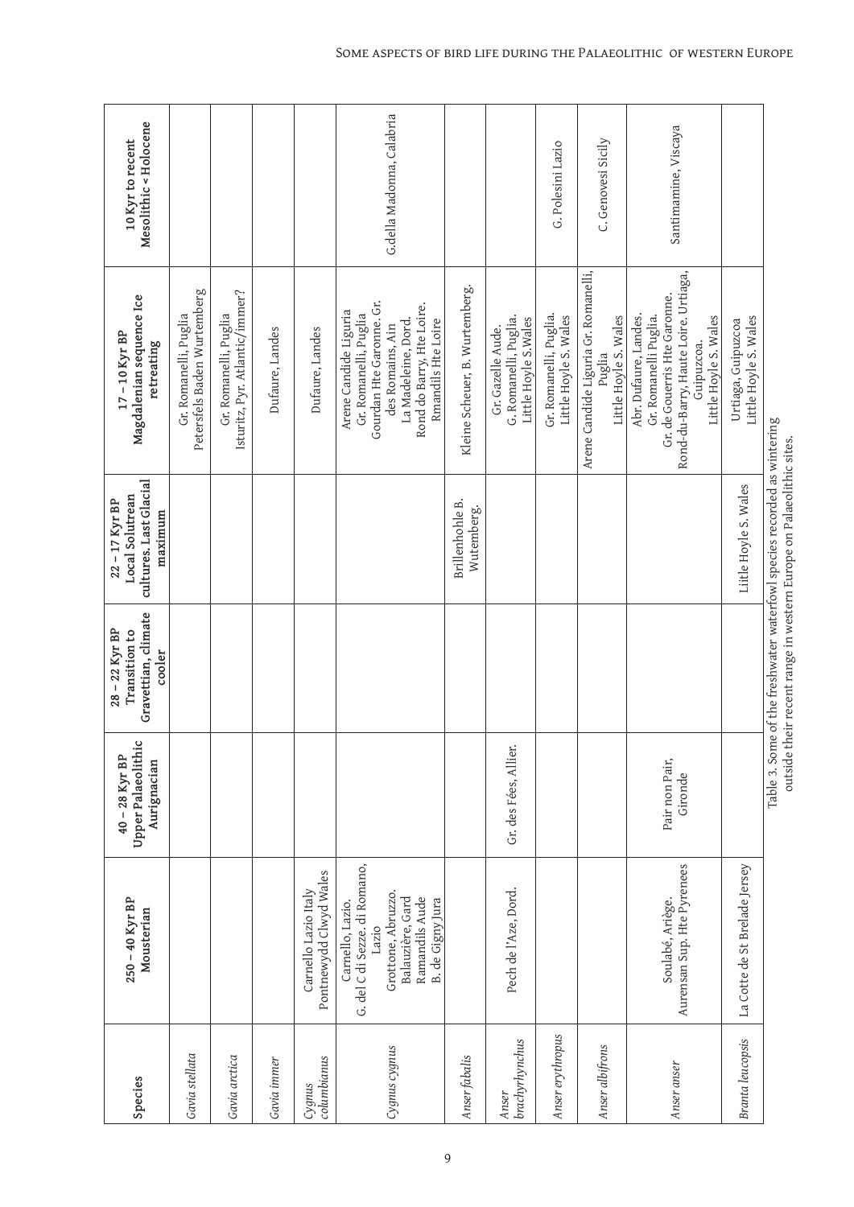| Species | 250 – 40 Kyr BP Mousterian | 40 – 28 Kyr BP Upper Palaeolithic Aurignacian | 28 – 22 Kyr BP Transition to Gravettian, climate cooler | 22 – 17 Kyr BP Local Solutrean cultures. Last Glacial maximum | 17 – 10 Kyr BP Magdalenian sequence Ice retreating | 10 Kyr to recent Mesolithic < Holocene |
|---|---|---|---|---|---|---|
| *Gavia stellata* | | | | | Gr. Romanelli, Puglia Petersfels Baden Wurtemberg | |
| *Gavia arctica* | | | | | Gr. Romanelli, Puglia Isturitz, Pyr. Atlantic/immer? | |
| *Gavia immer* | | | | | Dufaure, Landes | |
| *Cygnus columbianus* | Carnello Lazio Italy Pontnewydd Clwyd Wales | | | | Dufaure, Landes | |
| *Cygnus cygnus* | Carnello, Lazio. G. del C di Sezze. di Romano, Lazio Grottone, Abruzzo. Balauzière, Gard Ramandils Aude B. de Gigny Jura | | | | Arene Candide Liguria Gr. Romanelli, Puglia Gourdan Hte Garonne. Gr. des Romains, Ain La Madeleine, Dord. Rond do Barry, Hte Loire. Rmandils Hte Loire | G.della Madonna, Calabria |
| *Anser fabalis* | | | | Brillenhohle B. Wutemberg. | Kleine Scheuer, B. Wurtemberg. | |
| *Anser brachyrhynchus* | Pech de l'Aze, Dord. | Gr. des Fées, Allier. | | | Gr. Gazelle Aude. G. Romanelli, Puglia. Little Hoyle S.Wales | |
| *Anser erythropus* | | | | | Gr. Romanelli, Puglia. Little Hoyle S. Wales | G. Polesini Lazio |
| *Anser albifrons* | | | | | Arene Candide Liguria Gr. Romanelli, Puglia Little Hoyle S. Wales | C. Genovesi Sicily |
| *Anser anser* | Soulabé, Ariège. Aurensan Sup. Hte Pyrenees | Pair non Pair, Gironde | | | Abr. Dufaure, Landes. Gr. Romanelli Puglia. Gr. de Gouerris Hte Garonne. Rond-du-Barry, Haute Loire. Urtiaga, Guipuzcoa. Little Hoyle S. Wales | Santimamine, Viscaya |
| *Branta leucopsis* | La Cotte de St Brelade Jersey | | | Little Hoyle S. Wales | Urtiaga, Guipuzcoa Little Hoyle S. Wales | |

Table 3. Some of the freshwater waterfowl species recorded as wintering outside their recent range in western Europe on Palaeolithic sites.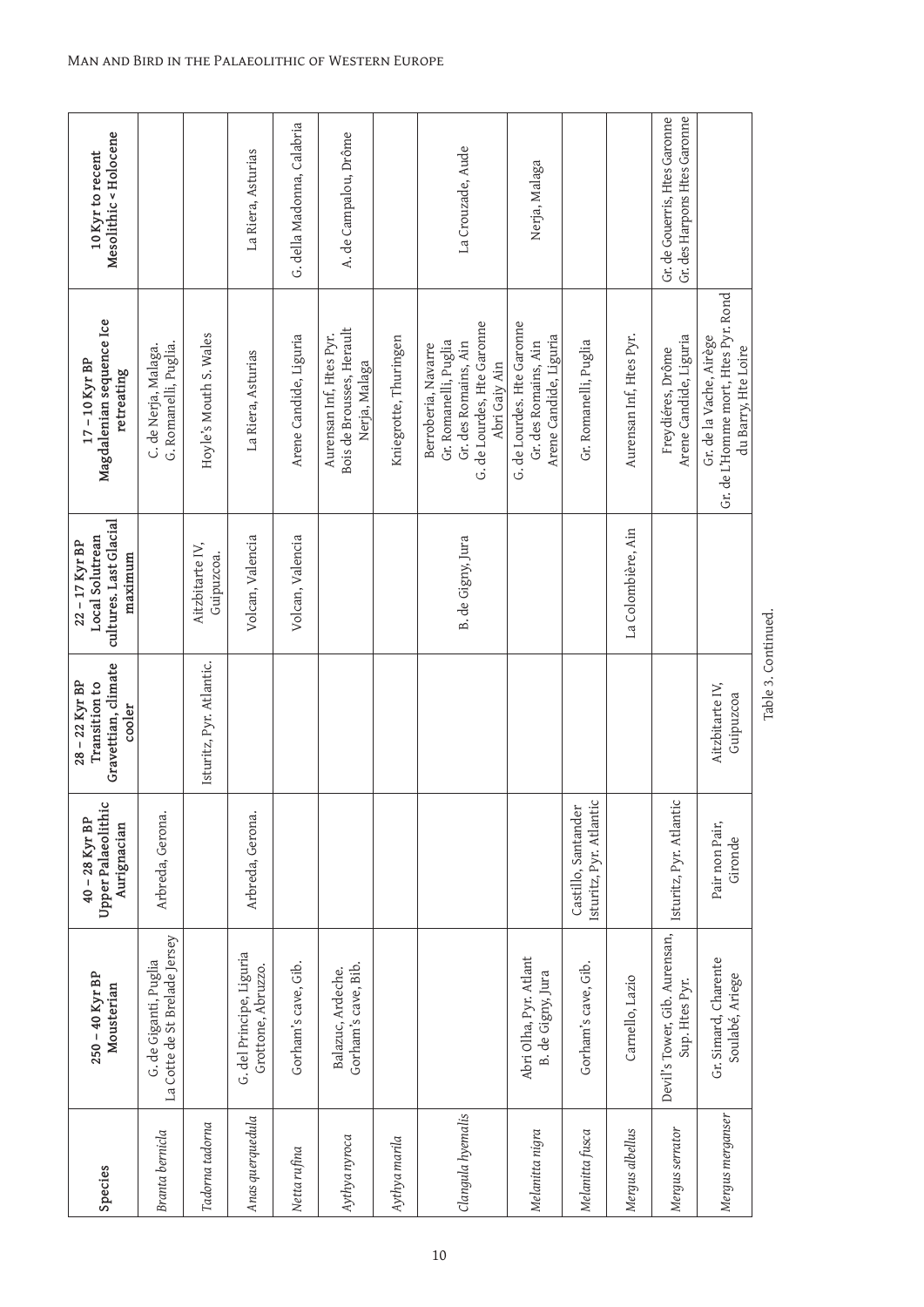| Species | 250 – 40 Kyr BP Mousterian | 40 – 28 Kyr BP Upper Palaeolithic Aurignacian | 28 – 22 Kyr BP Transition to Gravettian, climate cooler | 22 – 17 Kyr BP Local Solutrean cultures. Last Glacial maximum | 17 – 10 Kyr BP Magdalenian sequence Ice retreating | 10 Kyr to recent Mesolithic < Holocene |
|---|---|---|---|---|---|---|
| *Branta bernicla* | G. de Giganti, Puglia La Cotte de St Brelade Jersey | Arbreda, Gerona. | | | C. de Nerja, Malaga. G. Romanelli, Puglia. | |
| *Tadorna tadorna* | | | Isturitz, Pyr. Atlantic. | Aitzbitarte IV, Guipuzcoa. | Hoyle's Mouth S. Wales | |
| *Anas querquedula* | G. del Principe, Liguria Grottone, Abruzzo. | Arbreda, Gerona. | | Volcan, Valencia | La Riera, Asturias | La Riera, Asturias |
| *Netta rufina* | Gorham's cave, Gib. | | | Volcan, Valencia | Arene Candide, Liguria | G. della Madonna, Calabria |
| *Aythya nyroca* | Balazuc, Ardeche. Gorham's cave, Bib. | | | | Aurensan Inf, Htes Pyr. Bois de Brousses, Herault Nerja, Malaga | A. de Campalou, Drôme |
| *Aythya marila* | | | | | Kniegrotte, Thuringen | |
| *Clangula hyemalis* | | | | B. de Gigny, Jura | Berroberia, Navarre Gr. Romanelli, Puglia Gr. des Romains, Ain G. de Lourdes, Hte Garonne Abri Gaiy Ain | La Crouzade, Aude |
| *Melanitta nigra* | Abri Olha, Pyr. Atlant B. de Gigny, Jura | | | | G. de Lourdes. Hte Garonne Gr. des Romains, Ain Arene Candide, Liguria | Nerja, Malaga |
| *Melanitta fusca* | Gorham's cave, Gib. | Castillo, Santander Isturitz, Pyr. Atlantic | | | Gr. Romanelli, Puglia | |
| *Mergus albellus* | Carnello, Lazio | | | La Colombière, Ain | Aurensan Inf, Htes Pyr. | |
| *Mergus serrator* | Devil's Tower, Gib. Aurensan, Sup. Htes Pyr. | Isturitz, Pyr. Atlantic | | | Freydières, Drôme Arene Candide, Liguria | Gr. de Gouerris, Htes Garonne Gr. des Harpons Htes Garonne |
| *Mergus merganser* | Gr. Simard, Charente Soulabé, Ariege | Pair non Pair, Gironde | Aitzbitarte IV, Guipuzcoa | | Gr. de la Vache, Airège Gr. de L'Homme mort, Htes Pyr. Rond du Barry, Hte Loire | |

Table 3. Continued.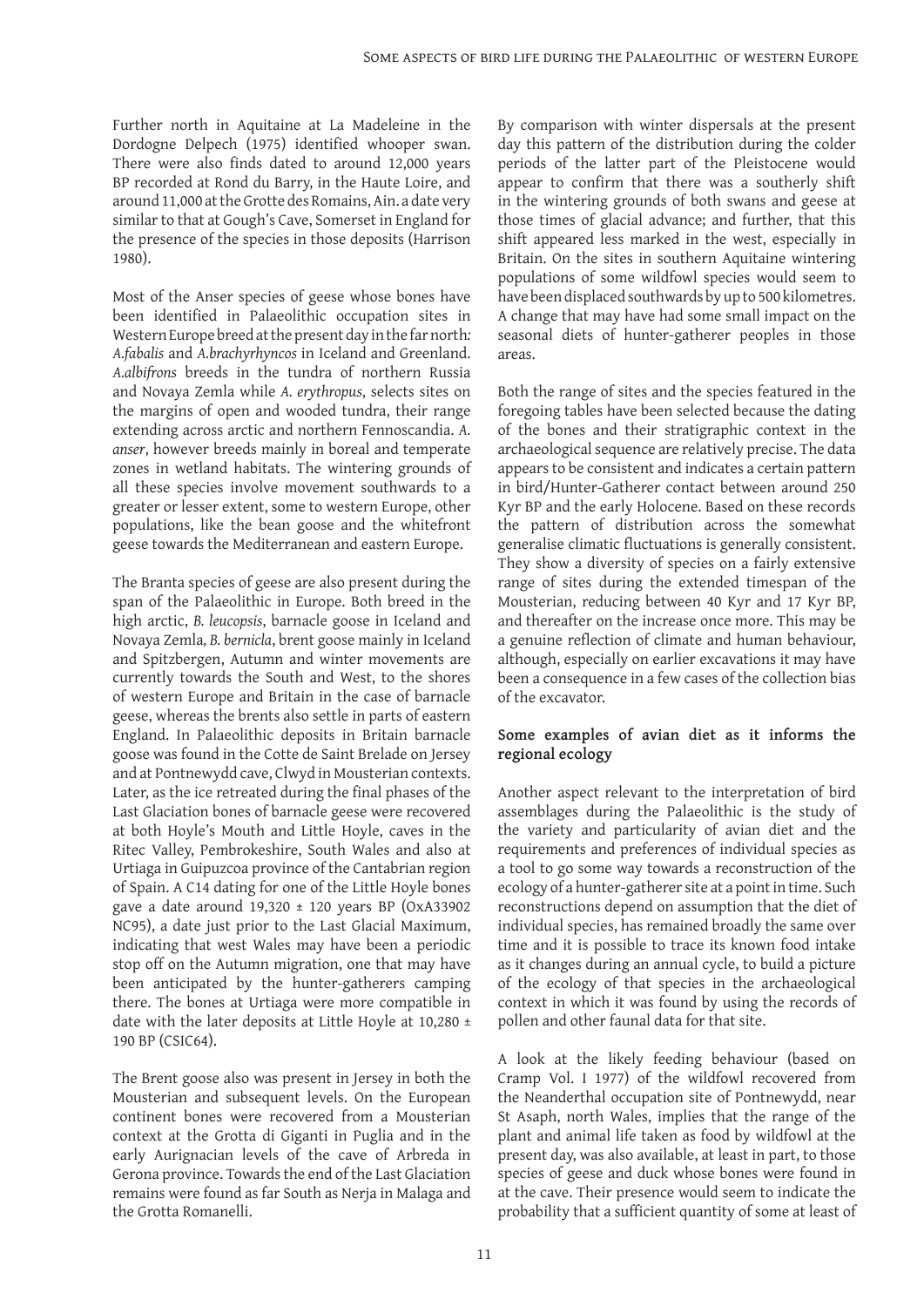Further north in Aquitaine at La Madeleine in the Dordogne Delpech (1975) identified whooper swan. There were also finds dated to around 12,000 years BP recorded at Rond du Barry, in the Haute Loire, and around 11,000 at the Grotte des Romains, Ain. a date very similar to that at Gough's Cave, Somerset in England for the presence of the species in those deposits (Harrison 1980).

Most of the Anser species of geese whose bones have been identified in Palaeolithic occupation sites in Western Europe breed at the present day in the far north: *A.fabalis* and *A.brachyrhyncos* in Iceland and Greenland. *A.albifrons* breeds in the tundra of northern Russia and Novaya Zemla while *A. erythropus*, selects sites on the margins of open and wooded tundra, their range extending across arctic and northern Fennoscandia. *A. anser*, however breeds mainly in boreal and temperate zones in wetland habitats. The wintering grounds of all these species involve movement southwards to a greater or lesser extent, some to western Europe, other populations, like the bean goose and the whitefront geese towards the Mediterranean and eastern Europe.

The Branta species of geese are also present during the span of the Palaeolithic in Europe. Both breed in the high arctic, *B. leucopsis*, barnacle goose in Iceland and Novaya Zemla, *B. bernicla*, brent goose mainly in Iceland and Spitzbergen, Autumn and winter movements are currently towards the South and West, to the shores of western Europe and Britain in the case of barnacle geese, whereas the brents also settle in parts of eastern England. In Palaeolithic deposits in Britain barnacle goose was found in the Cotte de Saint Brelade on Jersey and at Pontnewydd cave, Clwyd in Mousterian contexts. Later, as the ice retreated during the final phases of the Last Glaciation bones of barnacle geese were recovered at both Hoyle's Mouth and Little Hoyle, caves in the Ritec Valley, Pembrokeshire, South Wales and also at Urtiaga in Guipuzcoa province of the Cantabrian region of Spain. A C14 dating for one of the Little Hoyle bones gave a date around 19,320 ± 120 years BP (OxA33902 NC95), a date just prior to the Last Glacial Maximum, indicating that west Wales may have been a periodic stop off on the Autumn migration, one that may have been anticipated by the hunter-gatherers camping there. The bones at Urtiaga were more compatible in date with the later deposits at Little Hoyle at 10,280 ± 190 BP (CSIC64).

The Brent goose also was present in Jersey in both the Mousterian and subsequent levels. On the European continent bones were recovered from a Mousterian context at the Grotta di Giganti in Puglia and in the early Aurignacian levels of the cave of Arbreda in Gerona province. Towards the end of the Last Glaciation remains were found as far South as Nerja in Malaga and the Grotta Romanelli.

By comparison with winter dispersals at the present day this pattern of the distribution during the colder periods of the latter part of the Pleistocene would appear to confirm that there was a southerly shift in the wintering grounds of both swans and geese at those times of glacial advance; and further, that this shift appeared less marked in the west, especially in Britain. On the sites in southern Aquitaine wintering populations of some wildfowl species would seem to have been displaced southwards by up to 500 kilometres. A change that may have had some small impact on the seasonal diets of hunter-gatherer peoples in those areas.

Both the range of sites and the species featured in the foregoing tables have been selected because the dating of the bones and their stratigraphic context in the archaeological sequence are relatively precise. The data appears to be consistent and indicates a certain pattern in bird/Hunter-Gatherer contact between around 250 Kyr BP and the early Holocene. Based on these records the pattern of distribution across the somewhat generalise climatic fluctuations is generally consistent. They show a diversity of species on a fairly extensive range of sites during the extended timespan of the Mousterian, reducing between 40 Kyr and 17 Kyr BP, and thereafter on the increase once more. This may be a genuine reflection of climate and human behaviour, although, especially on earlier excavations it may have been a consequence in a few cases of the collection bias of the excavator.

### Some examples of avian diet as it informs the regional ecology

Another aspect relevant to the interpretation of bird assemblages during the Palaeolithic is the study of the variety and particularity of avian diet and the requirements and preferences of individual species as a tool to go some way towards a reconstruction of the ecology of a hunter-gatherer site at a point in time. Such reconstructions depend on assumption that the diet of individual species, has remained broadly the same over time and it is possible to trace its known food intake as it changes during an annual cycle, to build a picture of the ecology of that species in the archaeological context in which it was found by using the records of pollen and other faunal data for that site.

A look at the likely feeding behaviour (based on Cramp Vol. I 1977) of the wildfowl recovered from the Neanderthal occupation site of Pontnewydd, near St Asaph, north Wales, implies that the range of the plant and animal life taken as food by wildfowl at the present day, was also available, at least in part, to those species of geese and duck whose bones were found in at the cave. Their presence would seem to indicate the probability that a sufficient quantity of some at least of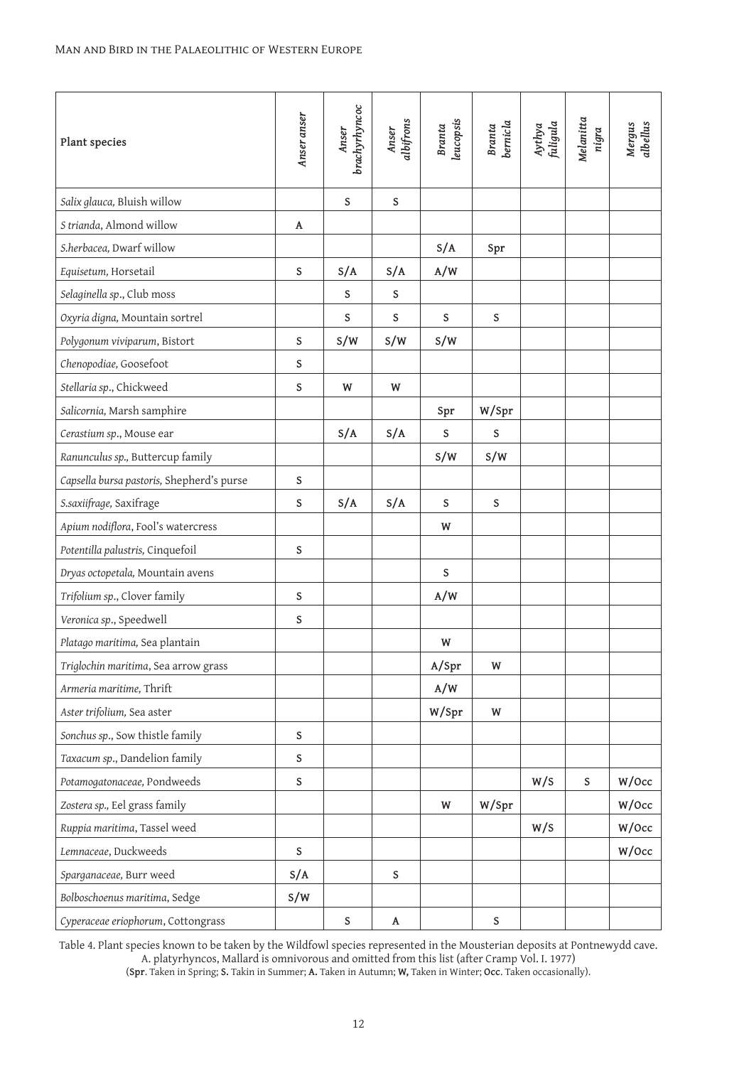| Plant species | *Anser anser* | *Anser brachyrhyncoc* | *Anser albifrons* | *Branta leucopsis* | *Branta bernicla* | *Aythya fuligula* | *Melanitta nigra* | *Mergus albellus* |
|---|---|---|---|---|---|---|---|---|
| *Salix glauca*, Bluish willow | | S | S | | | | | |
| *S trianda*, Almond willow | A | | | | | | | |
| *S.herbacea*, Dwarf willow | | | | S/A | Spr | | | |
| *Equisetum*, Horsetail | S | S/A | S/A | A/W | | | | |
| *Selaginella sp*., Club moss | | S | S | | | | | |
| *Oxyria digna*, Mountain sortrel | | S | S | S | S | | | |
| *Polygonum viviparum*, Bistort | S | S/W | S/W | S/W | | | | |
| *Chenopodiae*, Goosefoot | S | | | | | | | |
| *Stellaria sp*., Chickweed | S | W | W | | | | | |
| *Salicornia*, Marsh samphire | | | | Spr | W/Spr | | | |
| *Cerastium sp*., Mouse ear | | S/A | S/A | S | S | | | |
| *Ranunculus sp.*, Buttercup family | | | | S/W | S/W | | | |
| *Capsella bursa pastoris*, Shepherd's purse | S | | | | | | | |
| *S.saxiifrage*, Saxifrage | S | S/A | S/A | S | S | | | |
| *Apium nodiflora*, Fool's watercress | | | | W | | | | |
| *Potentilla palustris*, Cinquefoil | S | | | | | | | |
| *Dryas octopetala*, Mountain avens | | | | S | | | | |
| *Trifolium sp*., Clover family | S | | | A/W | | | | |
| *Veronica sp*., Speedwell | S | | | | | | | |
| *Platago maritima*, Sea plantain | | | | W | | | | |
| *Triglochin maritima*, Sea arrow grass | | | | A/Spr | W | | | |
| *Armeria maritime*, Thrift | | | | A/W | | | | |
| *Aster trifolium*, Sea aster | | | | W/Spr | W | | | |
| *Sonchus sp*., Sow thistle family | S | | | | | | | |
| *Taxacum sp*., Dandelion family | S | | | | | | | |
| *Potamogatonaceae*, Pondweeds | S | | | | | W/S | S | W/Occ |
| *Zostera sp.*, Eel grass family | | | | W | W/Spr | | | W/Occ |
| *Ruppia maritima*, Tassel weed | | | | | | W/S | | W/Occ |
| *Lemnaceae*, Duckweeds | S | | | | | | | W/Occ |
| *Sparganaceae*, Burr weed | S/A | | S | | | | | |
| *Bolboschoenus maritima*, Sedge | S/W | | | | | | | |
| *Cyperaceae eriophorum*, Cottongrass | | S | A | | S | | | |

Table 4. Plant species known to be taken by the Wildfowl species represented in the Mousterian deposits at Pontnewydd cave. A. platyrhyncos, Mallard is omnivorous and omitted from this list (after Cramp Vol. I. 1977)
(**Spr**. Taken in Spring; **S.** Takin in Summer; **A.** Taken in Autumn; **W,** Taken in Winter; **Occ**. Taken occasionally).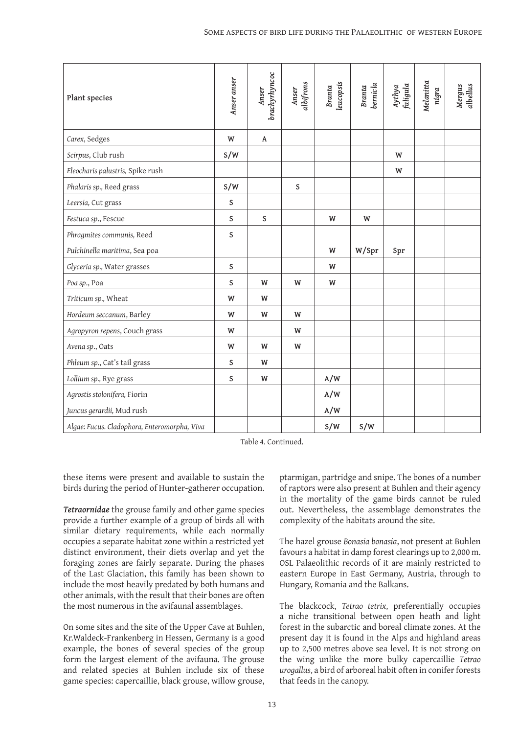| Plant species | *Anser anser* | *Anser brachyrhyncoc* | *Anser albifrons* | *Branta leucopsis* | *Branta bernicla* | *Aythya fuligula* | *Melanitta nigra* | *Mergus albellus* |
|---|---|---|---|---|---|---|---|---|
| *Carex*, Sedges | W | A | | | | | | |
| *Scirpus*, Club rush | S/W | | | | | W | | |
| *Eleocharis palustris,* Spike rush | | | | | | W | | |
| *Phalaris sp.,* Reed grass | S/W | | S | | | | | |
| *Leersia,* Cut grass | S | | | | | | | |
| *Festuca sp*., Fescue | S | S | | W | W | | | |
| *Phragmites communis,* Reed | S | | | | | | | |
| *Pulchinella maritima*, Sea poa | | | | W | W/Spr | Spr | | |
| *Glyceria sp.,* Water grasses | S | | | W | | | | |
| *Poa sp*., Poa | S | W | W | W | | | | |
| *Triticum sp.,* Wheat | W | W | | | | | | |
| *Hordeum seccanum*, Barley | W | W | W | | | | | |
| *Agropyron repens*, Couch grass | W | | W | | | | | |
| *Avena sp*., Oats | W | W | W | | | | | |
| *Phleum sp*., Cat's tail grass | S | W | | | | | | |
| *Lollium sp.,* Rye grass | S | W | | A/W | | | | |
| *Agrostis stolonifera,* Fiorin | | | | A/W | | | | |
| *Juncus gerardii,* Mud rush | | | | A/W | | | | |
| *Algae: Fucus. Cladophora, Enteromorpha, Viva* | | | | S/W | S/W | | | |

Table 4. Continued.

these items were present and available to sustain the birds during the period of Hunter-gatherer occupation.

***Tetraornidae*** the grouse family and other game species provide a further example of a group of birds all with similar dietary requirements, while each normally occupies a separate habitat zone within a restricted yet distinct environment, their diets overlap and yet the foraging zones are fairly separate. During the phases of the Last Glaciation, this family has been shown to include the most heavily predated by both humans and other animals, with the result that their bones are often the most numerous in the avifaunal assemblages.

On some sites and the site of the Upper Cave at Buhlen, Kr.Waldeck-Frankenberg in Hessen, Germany is a good example, the bones of several species of the group form the largest element of the avifauna. The grouse and related species at Buhlen include six of these game species: capercaillie, black grouse, willow grouse, ptarmigan, partridge and snipe. The bones of a number of raptors were also present at Buhlen and their agency in the mortality of the game birds cannot be ruled out. Nevertheless, the assemblage demonstrates the complexity of the habitats around the site.

The hazel grouse *Bonasia bonasia*, not present at Buhlen favours a habitat in damp forest clearings up to 2,000 m. OSL Palaeolithic records of it are mainly restricted to eastern Europe in East Germany, Austria, through to Hungary, Romania and the Balkans.

The blackcock, *Tetrao tetrix*, preferentially occupies a niche transitional between open heath and light forest in the subarctic and boreal climate zones. At the present day it is found in the Alps and highland areas up to 2,500 metres above sea level. It is not strong on the wing unlike the more bulky capercaillie *Tetrao urogallus*, a bird of arboreal habit often in conifer forests that feeds in the canopy.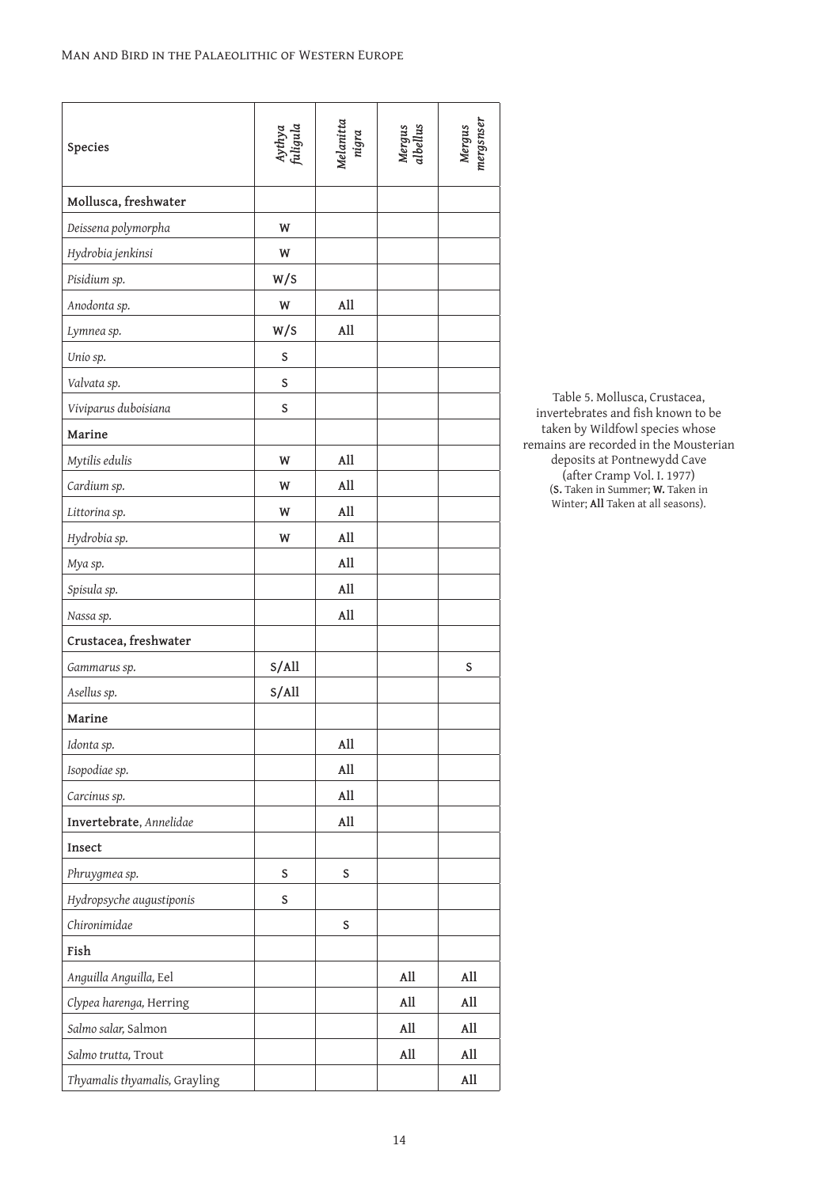| Species | *Aythya fuligula* | *Melanitta nigra* | *Mergus albellus* | *Mergus mergsnser* |
|---|---|---|---|---|
| **Mollusca, freshwater** | | | | |
| *Deissena polymorpha* | W | | | |
| *Hydrobia jenkinsi* | W | | | |
| *Pisidium sp.* | W/S | | | |
| *Anodonta sp.* | W | All | | |
| *Lymnea sp.* | W/S | All | | |
| *Unio sp.* | S | | | |
| *Valvata sp.* | S | | | |
| *Viviparus duboisiana* | S | | | |
| **Marine** | | | | |
| *Mytilis edulis* | W | All | | |
| *Cardium sp.* | W | All | | |
| *Littorina sp.* | W | All | | |
| *Hydrobia sp.* | W | All | | |
| *Mya sp.* | | All | | |
| *Spisula sp.* | | All | | |
| *Nassa sp.* | | All | | |
| **Crustacea, freshwater** | | | | |
| *Gammarus sp.* | S/All | | | S |
| *Asellus sp.* | S/All | | | |
| **Marine** | | | | |
| *Idonta sp.* | | All | | |
| *Isopodiae sp.* | | All | | |
| *Carcinus sp.* | | All | | |
| **Invertebrate**, *Annelidae* | | All | | |
| **Insect** | | | | |
| *Phruygmea sp.* | S | S | | |
| *Hydropsyche augustiponis* | S | | | |
| *Chironimidae* | | S | | |
| **Fish** | | | | |
| *Anguilla Anguilla*, Eel | | | All | All |
| *Clypea harenga*, Herring | | | All | All |
| *Salmo salar*, Salmon | | | All | All |
| *Salmo trutta*, Trout | | | All | All |
| *Thyamalis thyamalis*, Grayling | | | | All |

Table 5. Mollusca, Crustacea, invertebrates and fish known to be taken by Wildfowl species whose remains are recorded in the Mousterian deposits at Pontnewydd Cave (after Cramp Vol. I. 1977) (**S.** Taken in Summer; **W.** Taken in Winter; **All** Taken at all seasons).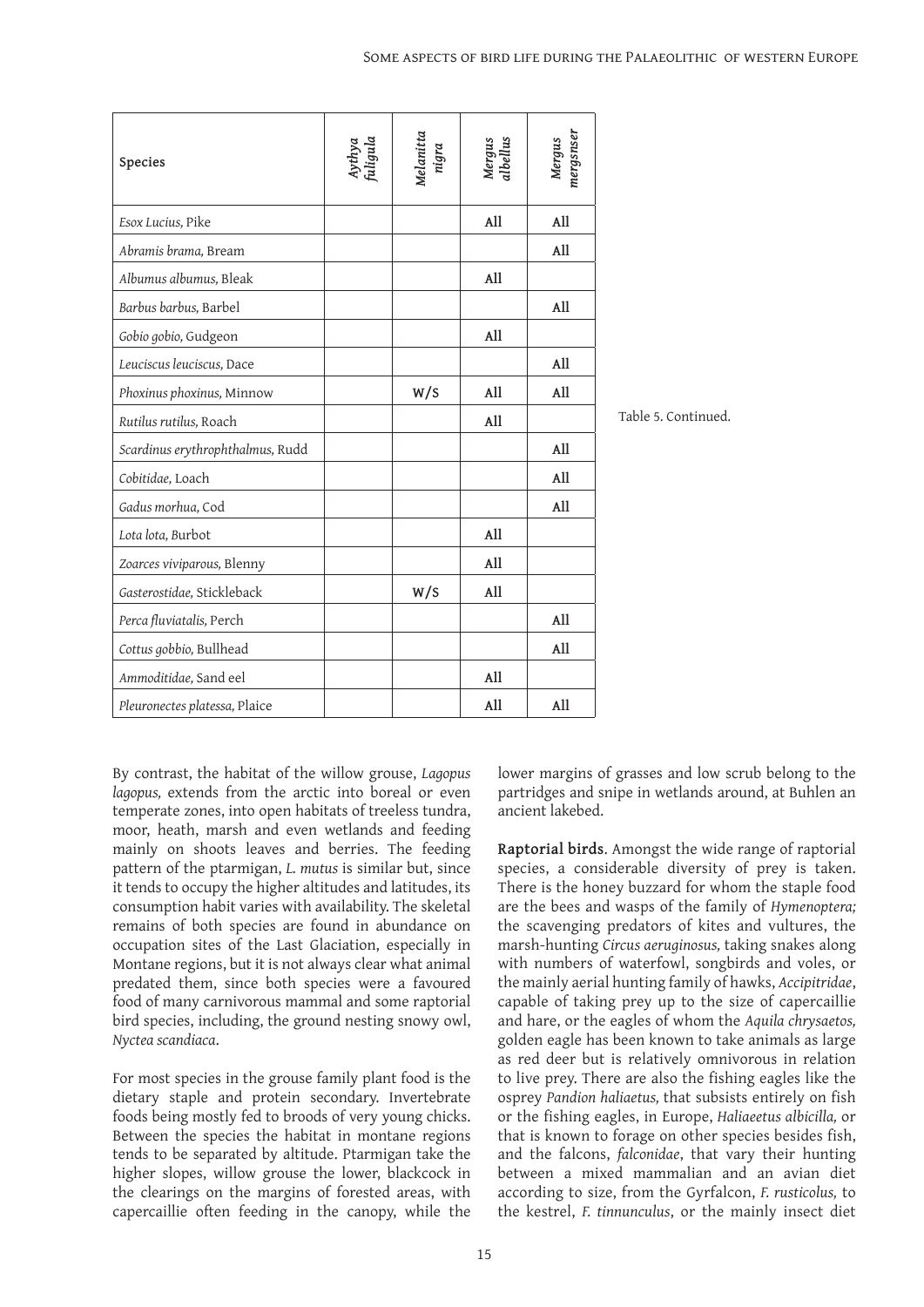| Species | *Aythya fuligula* | *Melanitta nigra* | *Mergus albellus* | *Mergus mergsnser* |
|---|---|---|---|---|
| *Esox Lucius,* Pike | | | All | All |
| *Abramis brama,* Bream | | | | All |
| *Albumus albumus,* Bleak | | | All | |
| *Barbus barbus,* Barbel | | | | All |
| *Gobio gobio,* Gudgeon | | | All | |
| *Leuciscus leuciscus,* Dace | | | | All |
| *Phoxinus phoxinus,* Minnow | | W/S | All | All |
| *Rutilus rutilus,* Roach | | | All | |
| *Scardinus erythrophthalmus,* Rudd | | | | All |
| *Cobitidae,* Loach | | | | All |
| *Gadus morhua,* Cod | | | | All |
| *Lota lota,* Burbot | | | All | |
| *Zoarces viviparous,* Blenny | | | All | |
| *Gasterostidae,* Stickleback | | W/S | All | |
| *Perca fluviatalis,* Perch | | | | All |
| *Cottus gobbio,* Bullhead | | | | All |
| *Ammoditidae,* Sand eel | | | All | |
| *Pleuronectes platessa,* Plaice | | | All | All |

Table 5. Continued.

By contrast, the habitat of the willow grouse, *Lagopus lagopus,* extends from the arctic into boreal or even temperate zones, into open habitats of treeless tundra, moor, heath, marsh and even wetlands and feeding mainly on shoots leaves and berries. The feeding pattern of the ptarmigan, *L. mutus* is similar but, since it tends to occupy the higher altitudes and latitudes, its consumption habit varies with availability. The skeletal remains of both species are found in abundance on occupation sites of the Last Glaciation, especially in Montane regions, but it is not always clear what animal predated them, since both species were a favoured food of many carnivorous mammal and some raptorial bird species, including, the ground nesting snowy owl, *Nyctea scandiaca*.

For most species in the grouse family plant food is the dietary staple and protein secondary. Invertebrate foods being mostly fed to broods of very young chicks. Between the species the habitat in montane regions tends to be separated by altitude. Ptarmigan take the higher slopes, willow grouse the lower, blackcock in the clearings on the margins of forested areas, with capercaillie often feeding in the canopy, while the lower margins of grasses and low scrub belong to the partridges and snipe in wetlands around, at Buhlen an ancient lakebed.

**Raptorial birds**. Amongst the wide range of raptorial species, a considerable diversity of prey is taken. There is the honey buzzard for whom the staple food are the bees and wasps of the family of *Hymenoptera;* the scavenging predators of kites and vultures, the marsh-hunting *Circus aeruginosus,* taking snakes along with numbers of waterfowl, songbirds and voles, or the mainly aerial hunting family of hawks, *Accipitridae*, capable of taking prey up to the size of capercaillie and hare, or the eagles of whom the *Aquila chrysaetos,* golden eagle has been known to take animals as large as red deer but is relatively omnivorous in relation to live prey. There are also the fishing eagles like the osprey *Pandion haliaetus,* that subsists entirely on fish or the fishing eagles, in Europe, *Haliaeetus albicilla,* or that is known to forage on other species besides fish, and the falcons, *falconidae*, that vary their hunting between a mixed mammalian and an avian diet according to size, from the Gyrfalcon, *F. rusticolus,* to the kestrel, *F. tinnunculus*, or the mainly insect diet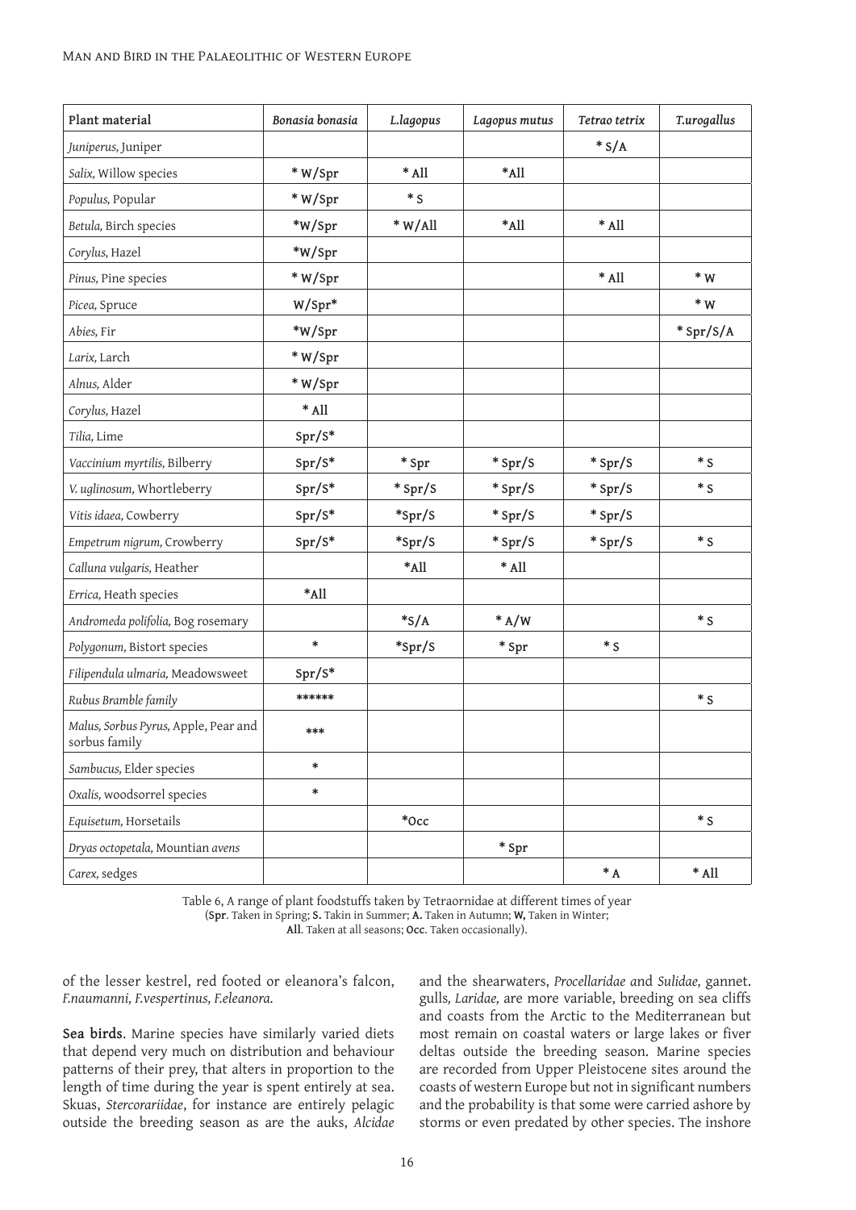| Plant material | *Bonasia bonasia* | *L.lagopus* | *Lagopus mutus* | *Tetrao tetrix* | *T.urogallus* |
|---|---|---|---|---|---|
| *Juniperus*, Juniper | | | | * S/A | |
| *Salix*, Willow species | * W/Spr | * All | *All | | |
| *Populus*, Popular | * W/Spr | * S | | | |
| *Betula*, Birch species | *W/Spr | * W/All | *All | * All | |
| *Corylus*, Hazel | *W/Spr | | | | |
| *Pinus*, Pine species | * W/Spr | | | * All | * W |
| *Picea*, Spruce | W/Spr* | | | | * W |
| *Abies*, Fir | *W/Spr | | | | * Spr/S/A |
| *Larix*, Larch | * W/Spr | | | | |
| *Alnus*, Alder | * W/Spr | | | | |
| *Corylus*, Hazel | * All | | | | |
| *Tilia*, Lime | Spr/S* | | | | |
| *Vaccinium myrtilis*, Bilberry | Spr/S* | * Spr | * Spr/S | * Spr/S | * S |
| *V. uglinosum*, Whortleberry | Spr/S* | * Spr/S | * Spr/S | * Spr/S | * S |
| *Vitis idaea*, Cowberry | Spr/S* | *Spr/S | * Spr/S | * Spr/S | |
| *Empetrum nigrum*, Crowberry | Spr/S* | *Spr/S | * Spr/S | * Spr/S | * S |
| *Calluna vulgaris*, Heather | | *All | * All | | |
| *Errica*, Heath species | *All | | | | |
| *Andromeda polifolia*, Bog rosemary | | *S/A | * A/W | | * S |
| *Polygonum*, Bistort species | * | *Spr/S | * Spr | * S | |
| *Filipendula ulmaria*, Meadowsweet | Spr/S* | | | | |
| *Rubus Bramble family* | ****** | | | | * S |
| *Malus, Sorbus Pyrus*, Apple, Pear and sorbus family | *** | | | | |
| *Sambucus*, Elder species | * | | | | |
| *Oxalis*, woodsorrel species | * | | | | |
| *Equisetum*, Horsetails | | *Occ | | | * S |
| *Dryas octopetala*, Mountian *avens* | | | * Spr | | |
| *Carex*, sedges | | | | * A | * All |

Table 6, A range of plant foodstuffs taken by Tetraornidae at different times of year (**Spr**. Taken in Spring; **S.** Takin in Summer; **A.** Taken in Autumn; **W,** Taken in Winter; **All**. Taken at all seasons; **Occ**. Taken occasionally).

of the lesser kestrel, red footed or eleanora's falcon, *F.naumanni, F.vespertinus, F.eleanora.*

**Sea birds**. Marine species have similarly varied diets that depend very much on distribution and behaviour patterns of their prey, that alters in proportion to the length of time during the year is spent entirely at sea. Skuas, *Stercorariidae*, for instance are entirely pelagic outside the breeding season as are the auks, *Alcidae* and the shearwaters, *Procellaridae a*nd *Sulidae,* gannet. gulls, *Laridae,* are more variable, breeding on sea cliffs and coasts from the Arctic to the Mediterranean but most remain on coastal waters or large lakes or fiver deltas outside the breeding season. Marine species are recorded from Upper Pleistocene sites around the coasts of western Europe but not in significant numbers and the probability is that some were carried ashore by storms or even predated by other species. The inshore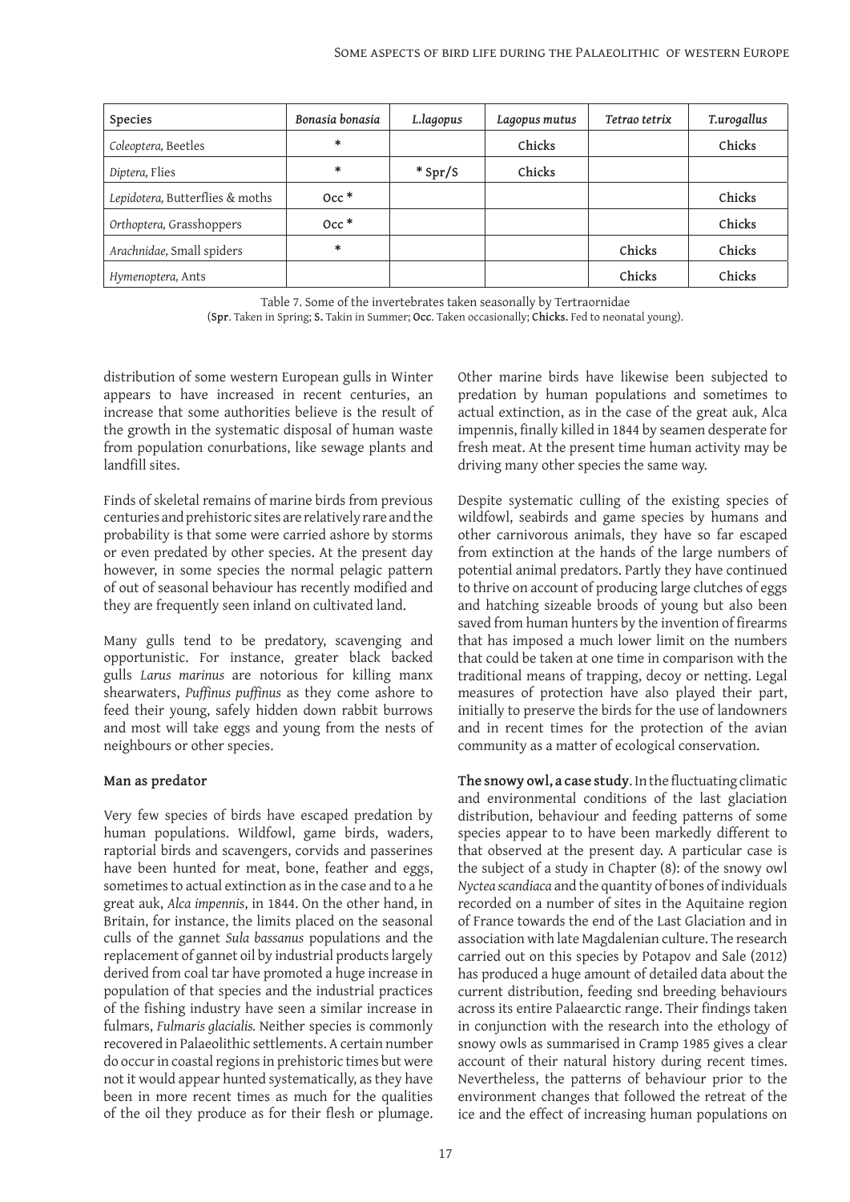| Species | *Bonasia bonasia* | *L.lagopus* | *Lagopus mutus* | *Tetrao tetrix* | *T.urogallus* |
|---|---|---|---|---|---|
| *Coleoptera*, Beetles | * | | Chicks | | Chicks |
| *Diptera*, Flies | * | * Spr/S | Chicks | | |
| *Lepidotera*, Butterflies & moths | Occ * | | | | Chicks |
| *Orthoptera*, Grasshoppers | Occ * | | | | Chicks |
| *Arachnidae*, Small spiders | * | | | Chicks | Chicks |
| *Hymenoptera*, Ants | | | | Chicks | Chicks |

Table 7. Some of the invertebrates taken seasonally by Tertraornidae
(**Spr**. Taken in Spring; **S.** Takin in Summer; **Occ**. Taken occasionally; **Chicks.** Fed to neonatal young).

distribution of some western European gulls in Winter appears to have increased in recent centuries, an increase that some authorities believe is the result of the growth in the systematic disposal of human waste from population conurbations, like sewage plants and landfill sites.

Finds of skeletal remains of marine birds from previous centuries and prehistoric sites are relatively rare and the probability is that some were carried ashore by storms or even predated by other species. At the present day however, in some species the normal pelagic pattern of out of seasonal behaviour has recently modified and they are frequently seen inland on cultivated land.

Many gulls tend to be predatory, scavenging and opportunistic. For instance, greater black backed gulls *Larus marinus* are notorious for killing manx shearwaters, *Puffinus puffinus* as they come ashore to feed their young, safely hidden down rabbit burrows and most will take eggs and young from the nests of neighbours or other species.

**Man as predator**

Very few species of birds have escaped predation by human populations. Wildfowl, game birds, waders, raptorial birds and scavengers, corvids and passerines have been hunted for meat, bone, feather and eggs, sometimes to actual extinction as in the case and to a he great auk, *Alca impennis*, in 1844. On the other hand, in Britain, for instance, the limits placed on the seasonal culls of the gannet *Sula bassanus* populations and the replacement of gannet oil by industrial products largely derived from coal tar have promoted a huge increase in population of that species and the industrial practices of the fishing industry have seen a similar increase in fulmars, *Fulmaris glacialis.* Neither species is commonly recovered in Palaeolithic settlements. A certain number do occur in coastal regions in prehistoric times but were not it would appear hunted systematically, as they have been in more recent times as much for the qualities of the oil they produce as for their flesh or plumage.

Other marine birds have likewise been subjected to predation by human populations and sometimes to actual extinction, as in the case of the great auk, Alca impennis, finally killed in 1844 by seamen desperate for fresh meat. At the present time human activity may be driving many other species the same way.

Despite systematic culling of the existing species of wildfowl, seabirds and game species by humans and other carnivorous animals, they have so far escaped from extinction at the hands of the large numbers of potential animal predators. Partly they have continued to thrive on account of producing large clutches of eggs and hatching sizeable broods of young but also been saved from human hunters by the invention of firearms that has imposed a much lower limit on the numbers that could be taken at one time in comparison with the traditional means of trapping, decoy or netting. Legal measures of protection have also played their part, initially to preserve the birds for the use of landowners and in recent times for the protection of the avian community as a matter of ecological conservation.

**The snowy owl, a case study**. In the fluctuating climatic and environmental conditions of the last glaciation distribution, behaviour and feeding patterns of some species appear to to have been markedly different to that observed at the present day. A particular case is the subject of a study in Chapter (8): of the snowy owl *Nyctea scandiaca* and the quantity of bones of individuals recorded on a number of sites in the Aquitaine region of France towards the end of the Last Glaciation and in association with late Magdalenian culture. The research carried out on this species by Potapov and Sale (2012) has produced a huge amount of detailed data about the current distribution, feeding snd breeding behaviours across its entire Palaearctic range. Their findings taken in conjunction with the research into the ethology of snowy owls as summarised in Cramp 1985 gives a clear account of their natural history during recent times. Nevertheless, the patterns of behaviour prior to the environment changes that followed the retreat of the ice and the effect of increasing human populations on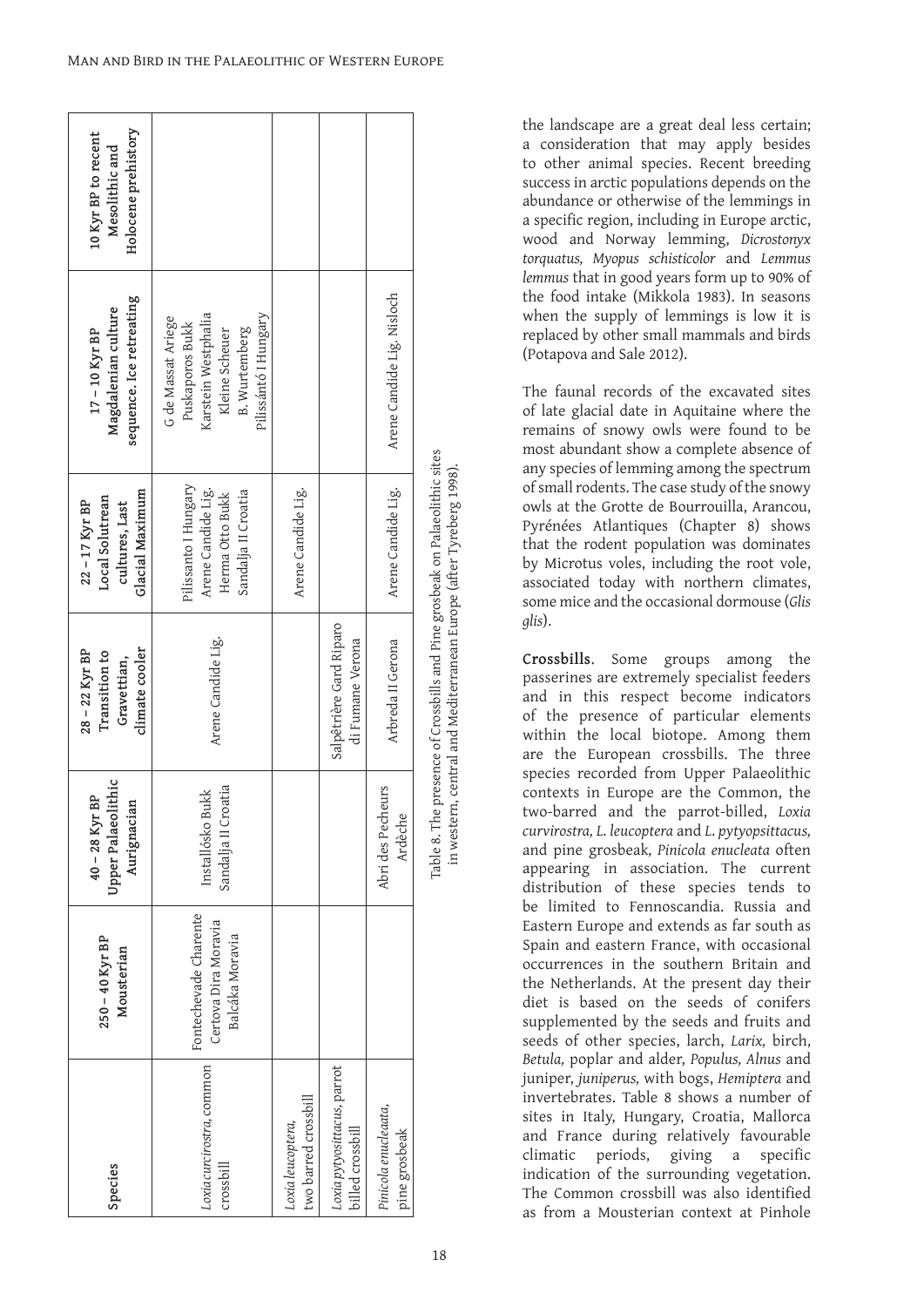| Species | 250 – 40 Kyr BP Mousterian | 40 – 28 Kyr BP Upper Palaeolithic Aurignacian | 28 – 22 Kyr BP Transition to Gravettian, climate cooler | 22 – 17 Kyr BP Local Solutrean cultures, Last Glacial Maximum | 17 – 10 Kyr BP Magdalenian culture sequence. Ice retreating | 10 Kyr BP to recent Mesolithic and Holocene prehistory |
|---|---|---|---|---|---|---|
| *Loxia curcirostra*, common crossbill | Fontechevade Charente<br>Certova Dira Moravia<br>Balcáka Moravia | Installósko Bukk<br>Sandalja II Croatia | Arene Candide Lig. | Pilissanto I Hungary<br>Arene Candide Lig.<br>Herma Otto Bukk<br>Sandalja II Croatia | G de Massat Ariege<br>Puskaporos Bukk<br>Karstein Westphalia<br>Kleine Scheuer<br>B. Wurtemberg<br>Pilissántó I Hungary | |
| *Loxia leucoptera*, two barred crossbill | | | | Arene Candide Lig. | | |
| *Loxia pytyosittacus*, parrot billed crossbill | | | Salpêtrière Gard Riparo di Fumane Verona | | | |
| *Pinicola enucleaata*, pine grosbeak | | Abri des Pecheurs Ardèche | Arbreda II Gerona | Arene Candide Lig. | Arene Candide Lig. Nisloch | |

Table 8. The presence of Crossbills and Pine grosbeak on Palaeolithic sites in western, central and Mediterranean Europe (after Tyreberg 1998).

the landscape are a great deal less certain; a consideration that may apply besides to other animal species. Recent breeding success in arctic populations depends on the abundance or otherwise of the lemmings in a specific region, including in Europe arctic, wood and Norway lemming, *Dicrostonyx torquatus, Myopus schisticolor* and *Lemmus lemmus* that in good years form up to 90% of the food intake (Mikkola 1983). In seasons when the supply of lemmings is low it is replaced by other small mammals and birds (Potapova and Sale 2012).

The faunal records of the excavated sites of late glacial date in Aquitaine where the remains of snowy owls were found to be most abundant show a complete absence of any species of lemming among the spectrum of small rodents. The case study of the snowy owls at the Grotte de Bourrouilla, Arancou, Pyrénées Atlantiques (Chapter 8) shows that the rodent population was dominates by Microtus voles, including the root vole, associated today with northern climates, some mice and the occasional dormouse (*Glis glis*).

**Crossbills**. Some groups among the passerines are extremely specialist feeders and in this respect become indicators of the presence of particular elements within the local biotope. Among them are the European crossbills. The three species recorded from Upper Palaeolithic contexts in Europe are the Common, the two-barred and the parrot-billed, *Loxia curvirostra, L. leucoptera* and *L. pytyopsittacus,* and pine grosbeak, *Pinicola enucleata* often appearing in association. The current distribution of these species tends to be limited to Fennoscandia. Russia and Eastern Europe and extends as far south as Spain and eastern France, with occasional occurrences in the southern Britain and the Netherlands. At the present day their diet is based on the seeds of conifers supplemented by the seeds and fruits and seeds of other species, larch, *Larix,* birch, *Betula,* poplar and alder, *Populus, Alnus* and juniper, *juniperus,* with bogs, *Hemiptera* and invertebrates. Table 8 shows a number of sites in Italy, Hungary, Croatia, Mallorca and France during relatively favourable climatic periods, giving a specific indication of the surrounding vegetation. The Common crossbill was also identified as from a Mousterian context at Pinhole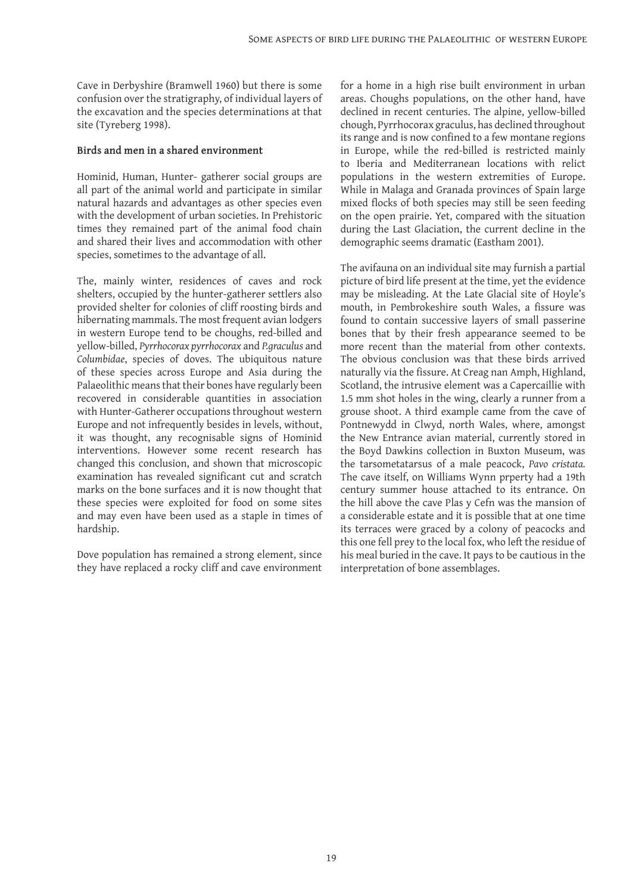Cave in Derbyshire (Bramwell 1960) but there is some confusion over the stratigraphy, of individual layers of the excavation and the species determinations at that site (Tyreberg 1998).

**Birds and men in a shared environment**

Hominid, Human, Hunter- gatherer social groups are all part of the animal world and participate in similar natural hazards and advantages as other species even with the development of urban societies. In Prehistoric times they remained part of the animal food chain and shared their lives and accommodation with other species, sometimes to the advantage of all.

The, mainly winter, residences of caves and rock shelters, occupied by the hunter-gatherer settlers also provided shelter for colonies of cliff roosting birds and hibernating mammals. The most frequent avian lodgers in western Europe tend to be choughs, red-billed and yellow-billed, *Pyrrhocorax pyrrhocorax* and *P.graculus* and *Columbidae*, species of doves. The ubiquitous nature of these species across Europe and Asia during the Palaeolithic means that their bones have regularly been recovered in considerable quantities in association with Hunter-Gatherer occupations throughout western Europe and not infrequently besides in levels, without, it was thought, any recognisable signs of Hominid interventions. However some recent research has changed this conclusion, and shown that microscopic examination has revealed significant cut and scratch marks on the bone surfaces and it is now thought that these species were exploited for food on some sites and may even have been used as a staple in times of hardship.

Dove population has remained a strong element, since they have replaced a rocky cliff and cave environment for a home in a high rise built environment in urban areas. Choughs populations, on the other hand, have declined in recent centuries. The alpine, yellow-billed chough, Pyrrhocorax graculus, has declined throughout its range and is now confined to a few montane regions in Europe, while the red-billed is restricted mainly to Iberia and Mediterranean locations with relict populations in the western extremities of Europe. While in Malaga and Granada provinces of Spain large mixed flocks of both species may still be seen feeding on the open prairie. Yet, compared with the situation during the Last Glaciation, the current decline in the demographic seems dramatic (Eastham 2001).

The avifauna on an individual site may furnish a partial picture of bird life present at the time, yet the evidence may be misleading. At the Late Glacial site of Hoyle's mouth, in Pembrokeshire south Wales, a fissure was found to contain successive layers of small passerine bones that by their fresh appearance seemed to be more recent than the material from other contexts. The obvious conclusion was that these birds arrived naturally via the fissure. At Creag nan Amph, Highland, Scotland, the intrusive element was a Capercaillie with 1.5 mm shot holes in the wing, clearly a runner from a grouse shoot. A third example came from the cave of Pontnewydd in Clwyd, north Wales, where, amongst the New Entrance avian material, currently stored in the Boyd Dawkins collection in Buxton Museum, was the tarsometatarsus of a male peacock, *Pavo cristata.* The cave itself, on Williams Wynn prperty had a 19th century summer house attached to its entrance. On the hill above the cave Plas y Cefn was the mansion of a considerable estate and it is possible that at one time its terraces were graced by a colony of peacocks and this one fell prey to the local fox, who left the residue of his meal buried in the cave. It pays to be cautious in the interpretation of bone assemblages.